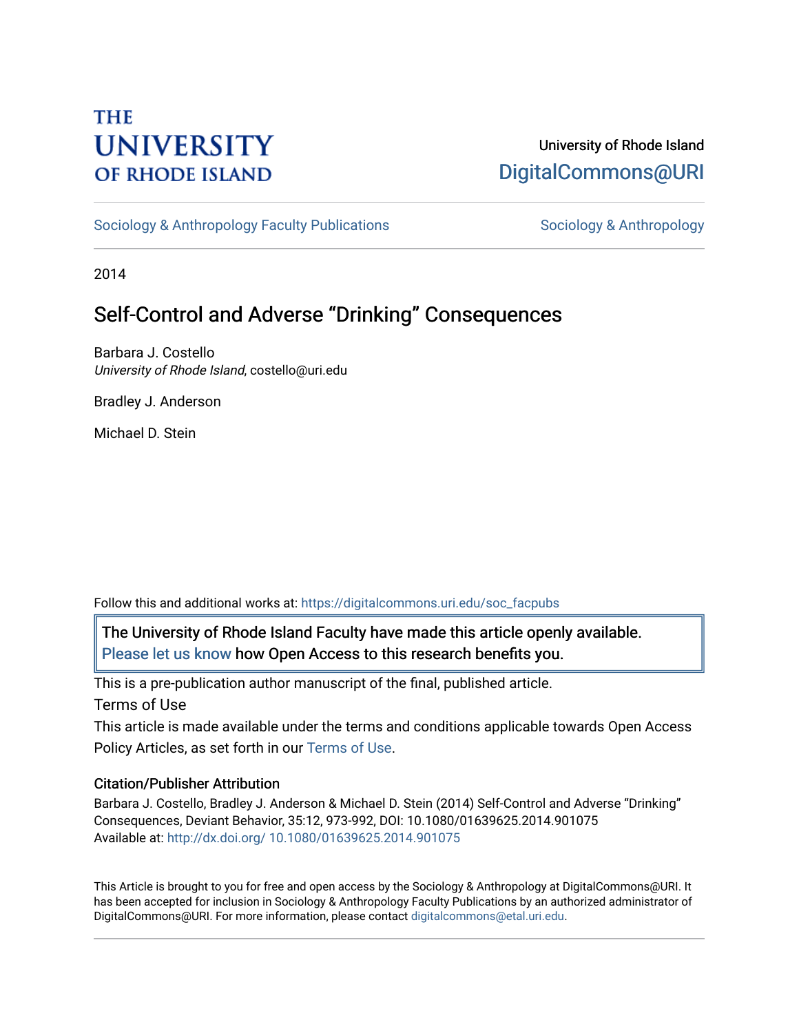THE UNIVERSITY OF RHODE ISLAND

University of Rhode Island
DigitalCommons@URI

Sociology & Anthropology Faculty Publications | Sociology & Anthropology

2014

# Self-Control and Adverse "Drinking" Consequences

Barbara J. Costello
*University of Rhode Island*, costello@uri.edu

Bradley J. Anderson

Michael D. Stein

Follow this and additional works at: https://digitalcommons.uri.edu/soc_facpubs

The University of Rhode Island Faculty have made this article openly available. Please let us know how Open Access to this research benefits you.

This is a pre-publication author manuscript of the final, published article.

Terms of Use

This article is made available under the terms and conditions applicable towards Open Access Policy Articles, as set forth in our Terms of Use.

### Citation/Publisher Attribution

Barbara J. Costello, Bradley J. Anderson & Michael D. Stein (2014) Self-Control and Adverse "Drinking" Consequences, Deviant Behavior, 35:12, 973-992, DOI: 10.1080/01639625.2014.901075
Available at: http://dx.doi.org/ 10.1080/01639625.2014.901075

This Article is brought to you for free and open access by the Sociology & Anthropology at DigitalCommons@URI. It has been accepted for inclusion in Sociology & Anthropology Faculty Publications by an authorized administrator of DigitalCommons@URI. For more information, please contact digitalcommons@etal.uri.edu.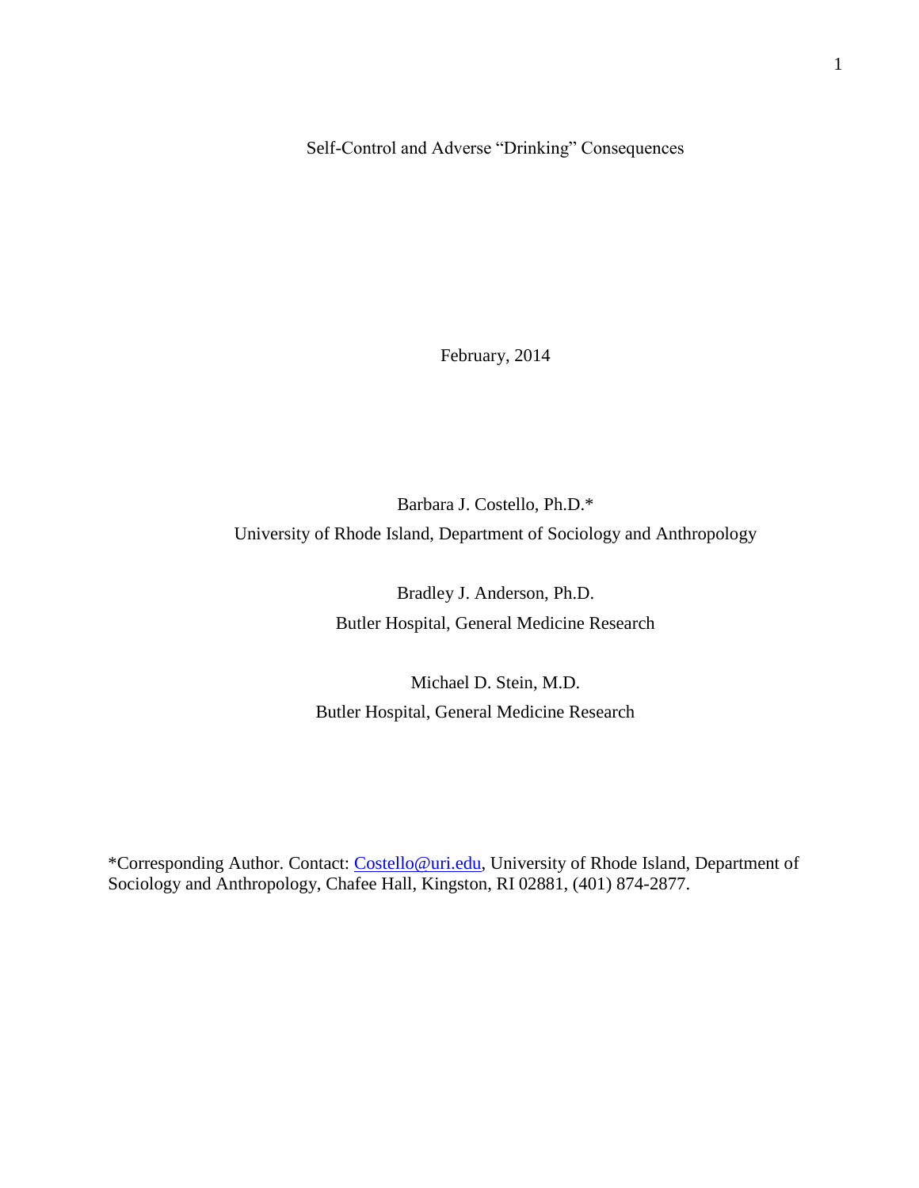# Self-Control and Adverse "Drinking" Consequences

February, 2014

Barbara J. Costello, Ph.D.*

University of Rhode Island, Department of Sociology and Anthropology

Bradley J. Anderson, Ph.D.

Butler Hospital, General Medicine Research

Michael D. Stein, M.D.

Butler Hospital, General Medicine Research

*Corresponding Author. Contact: Costello@uri.edu, University of Rhode Island, Department of Sociology and Anthropology, Chafee Hall, Kingston, RI 02881, (401) 874-2877.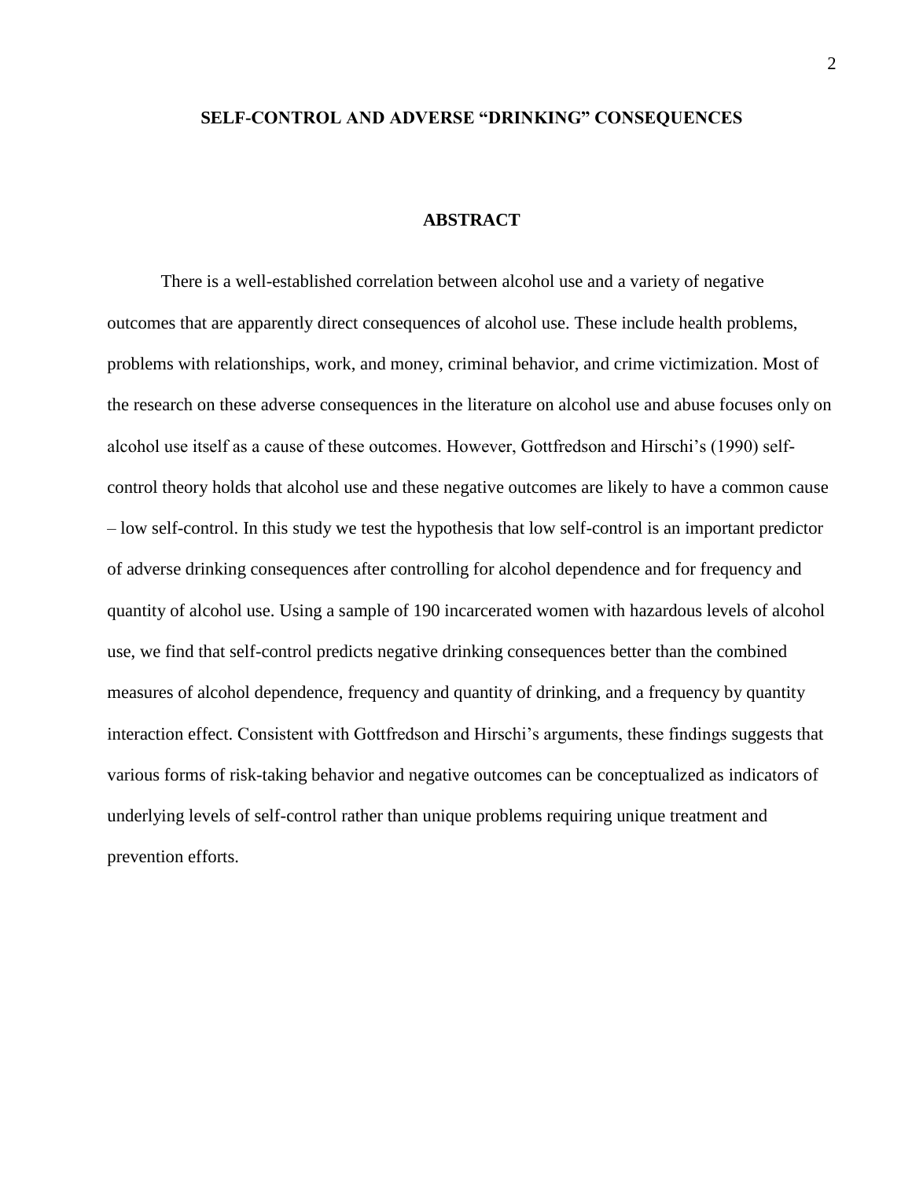**SELF-CONTROL AND ADVERSE "DRINKING" CONSEQUENCES**

## ABSTRACT

There is a well-established correlation between alcohol use and a variety of negative outcomes that are apparently direct consequences of alcohol use. These include health problems, problems with relationships, work, and money, criminal behavior, and crime victimization. Most of the research on these adverse consequences in the literature on alcohol use and abuse focuses only on alcohol use itself as a cause of these outcomes. However, Gottfredson and Hirschi's (1990) self-control theory holds that alcohol use and these negative outcomes are likely to have a common cause – low self-control. In this study we test the hypothesis that low self-control is an important predictor of adverse drinking consequences after controlling for alcohol dependence and for frequency and quantity of alcohol use. Using a sample of 190 incarcerated women with hazardous levels of alcohol use, we find that self-control predicts negative drinking consequences better than the combined measures of alcohol dependence, frequency and quantity of drinking, and a frequency by quantity interaction effect. Consistent with Gottfredson and Hirschi's arguments, these findings suggests that various forms of risk-taking behavior and negative outcomes can be conceptualized as indicators of underlying levels of self-control rather than unique problems requiring unique treatment and prevention efforts.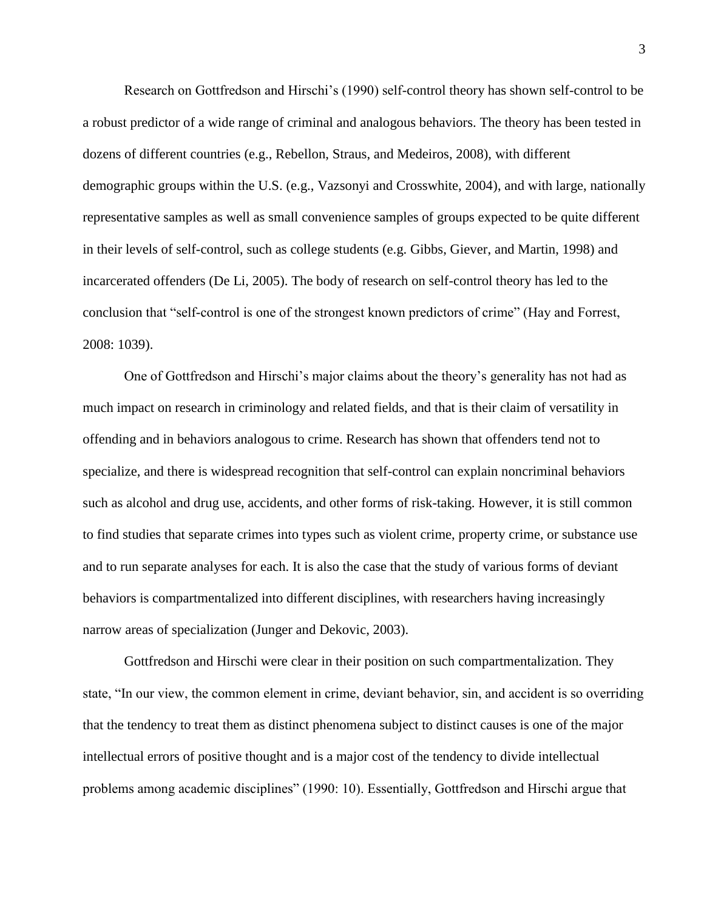Research on Gottfredson and Hirschi's (1990) self-control theory has shown self-control to be a robust predictor of a wide range of criminal and analogous behaviors. The theory has been tested in dozens of different countries (e.g., Rebellon, Straus, and Medeiros, 2008), with different demographic groups within the U.S. (e.g., Vazsonyi and Crosswhite, 2004), and with large, nationally representative samples as well as small convenience samples of groups expected to be quite different in their levels of self-control, such as college students (e.g. Gibbs, Giever, and Martin, 1998) and incarcerated offenders (De Li, 2005). The body of research on self-control theory has led to the conclusion that "self-control is one of the strongest known predictors of crime" (Hay and Forrest, 2008: 1039).

One of Gottfredson and Hirschi's major claims about the theory's generality has not had as much impact on research in criminology and related fields, and that is their claim of versatility in offending and in behaviors analogous to crime. Research has shown that offenders tend not to specialize, and there is widespread recognition that self-control can explain noncriminal behaviors such as alcohol and drug use, accidents, and other forms of risk-taking. However, it is still common to find studies that separate crimes into types such as violent crime, property crime, or substance use and to run separate analyses for each. It is also the case that the study of various forms of deviant behaviors is compartmentalized into different disciplines, with researchers having increasingly narrow areas of specialization (Junger and Dekovic, 2003).

Gottfredson and Hirschi were clear in their position on such compartmentalization. They state, "In our view, the common element in crime, deviant behavior, sin, and accident is so overriding that the tendency to treat them as distinct phenomena subject to distinct causes is one of the major intellectual errors of positive thought and is a major cost of the tendency to divide intellectual problems among academic disciplines" (1990: 10). Essentially, Gottfredson and Hirschi argue that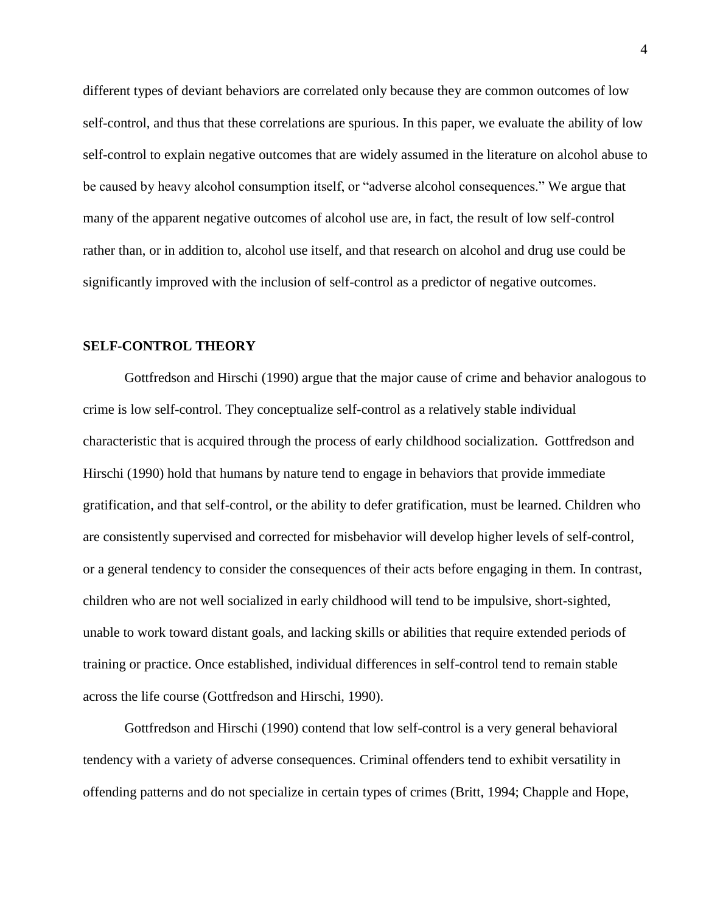different types of deviant behaviors are correlated only because they are common outcomes of low self-control, and thus that these correlations are spurious. In this paper, we evaluate the ability of low self-control to explain negative outcomes that are widely assumed in the literature on alcohol abuse to be caused by heavy alcohol consumption itself, or "adverse alcohol consequences." We argue that many of the apparent negative outcomes of alcohol use are, in fact, the result of low self-control rather than, or in addition to, alcohol use itself, and that research on alcohol and drug use could be significantly improved with the inclusion of self-control as a predictor of negative outcomes.

## SELF-CONTROL THEORY

Gottfredson and Hirschi (1990) argue that the major cause of crime and behavior analogous to crime is low self-control. They conceptualize self-control as a relatively stable individual characteristic that is acquired through the process of early childhood socialization. Gottfredson and Hirschi (1990) hold that humans by nature tend to engage in behaviors that provide immediate gratification, and that self-control, or the ability to defer gratification, must be learned. Children who are consistently supervised and corrected for misbehavior will develop higher levels of self-control, or a general tendency to consider the consequences of their acts before engaging in them. In contrast, children who are not well socialized in early childhood will tend to be impulsive, short-sighted, unable to work toward distant goals, and lacking skills or abilities that require extended periods of training or practice. Once established, individual differences in self-control tend to remain stable across the life course (Gottfredson and Hirschi, 1990).

Gottfredson and Hirschi (1990) contend that low self-control is a very general behavioral tendency with a variety of adverse consequences. Criminal offenders tend to exhibit versatility in offending patterns and do not specialize in certain types of crimes (Britt, 1994; Chapple and Hope,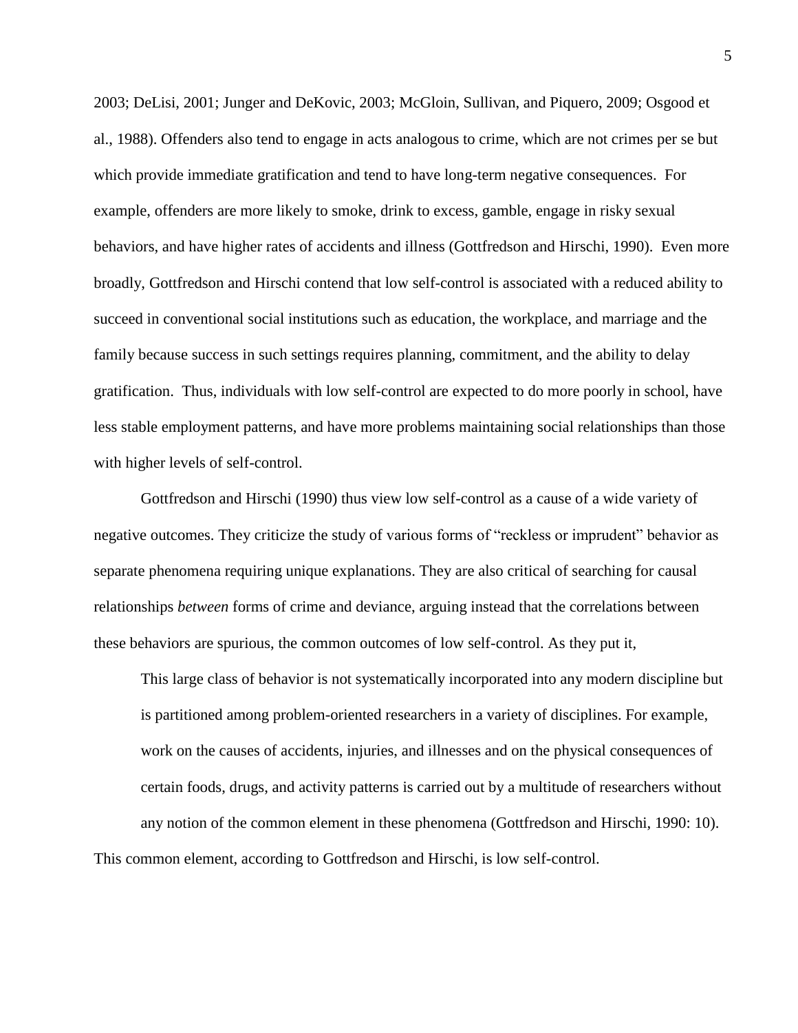2003; DeLisi, 2001; Junger and DeKovic, 2003; McGloin, Sullivan, and Piquero, 2009; Osgood et al., 1988). Offenders also tend to engage in acts analogous to crime, which are not crimes per se but which provide immediate gratification and tend to have long-term negative consequences. For example, offenders are more likely to smoke, drink to excess, gamble, engage in risky sexual behaviors, and have higher rates of accidents and illness (Gottfredson and Hirschi, 1990). Even more broadly, Gottfredson and Hirschi contend that low self-control is associated with a reduced ability to succeed in conventional social institutions such as education, the workplace, and marriage and the family because success in such settings requires planning, commitment, and the ability to delay gratification. Thus, individuals with low self-control are expected to do more poorly in school, have less stable employment patterns, and have more problems maintaining social relationships than those with higher levels of self-control.

Gottfredson and Hirschi (1990) thus view low self-control as a cause of a wide variety of negative outcomes. They criticize the study of various forms of "reckless or imprudent" behavior as separate phenomena requiring unique explanations. They are also critical of searching for causal relationships *between* forms of crime and deviance, arguing instead that the correlations between these behaviors are spurious, the common outcomes of low self-control. As they put it,

> This large class of behavior is not systematically incorporated into any modern discipline but is partitioned among problem-oriented researchers in a variety of disciplines. For example, work on the causes of accidents, injuries, and illnesses and on the physical consequences of certain foods, drugs, and activity patterns is carried out by a multitude of researchers without any notion of the common element in these phenomena (Gottfredson and Hirschi, 1990: 10).

This common element, according to Gottfredson and Hirschi, is low self-control.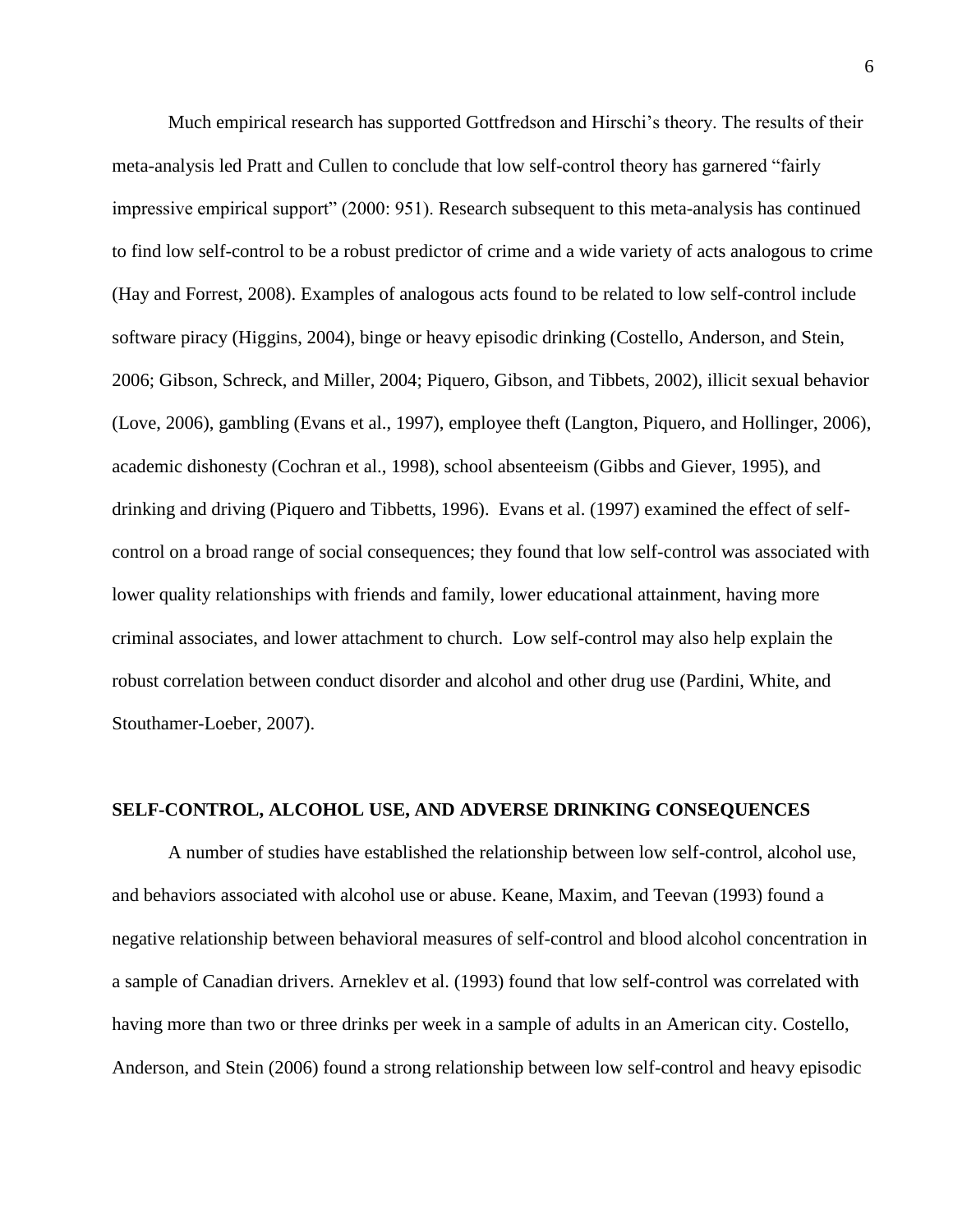Much empirical research has supported Gottfredson and Hirschi's theory. The results of their meta-analysis led Pratt and Cullen to conclude that low self-control theory has garnered "fairly impressive empirical support" (2000: 951). Research subsequent to this meta-analysis has continued to find low self-control to be a robust predictor of crime and a wide variety of acts analogous to crime (Hay and Forrest, 2008). Examples of analogous acts found to be related to low self-control include software piracy (Higgins, 2004), binge or heavy episodic drinking (Costello, Anderson, and Stein, 2006; Gibson, Schreck, and Miller, 2004; Piquero, Gibson, and Tibbets, 2002), illicit sexual behavior (Love, 2006), gambling (Evans et al., 1997), employee theft (Langton, Piquero, and Hollinger, 2006), academic dishonesty (Cochran et al., 1998), school absenteeism (Gibbs and Giever, 1995), and drinking and driving (Piquero and Tibbetts, 1996). Evans et al. (1997) examined the effect of self-control on a broad range of social consequences; they found that low self-control was associated with lower quality relationships with friends and family, lower educational attainment, having more criminal associates, and lower attachment to church. Low self-control may also help explain the robust correlation between conduct disorder and alcohol and other drug use (Pardini, White, and Stouthamer-Loeber, 2007).

## SELF-CONTROL, ALCOHOL USE, AND ADVERSE DRINKING CONSEQUENCES

A number of studies have established the relationship between low self-control, alcohol use, and behaviors associated with alcohol use or abuse. Keane, Maxim, and Teevan (1993) found a negative relationship between behavioral measures of self-control and blood alcohol concentration in a sample of Canadian drivers. Arneklev et al. (1993) found that low self-control was correlated with having more than two or three drinks per week in a sample of adults in an American city. Costello, Anderson, and Stein (2006) found a strong relationship between low self-control and heavy episodic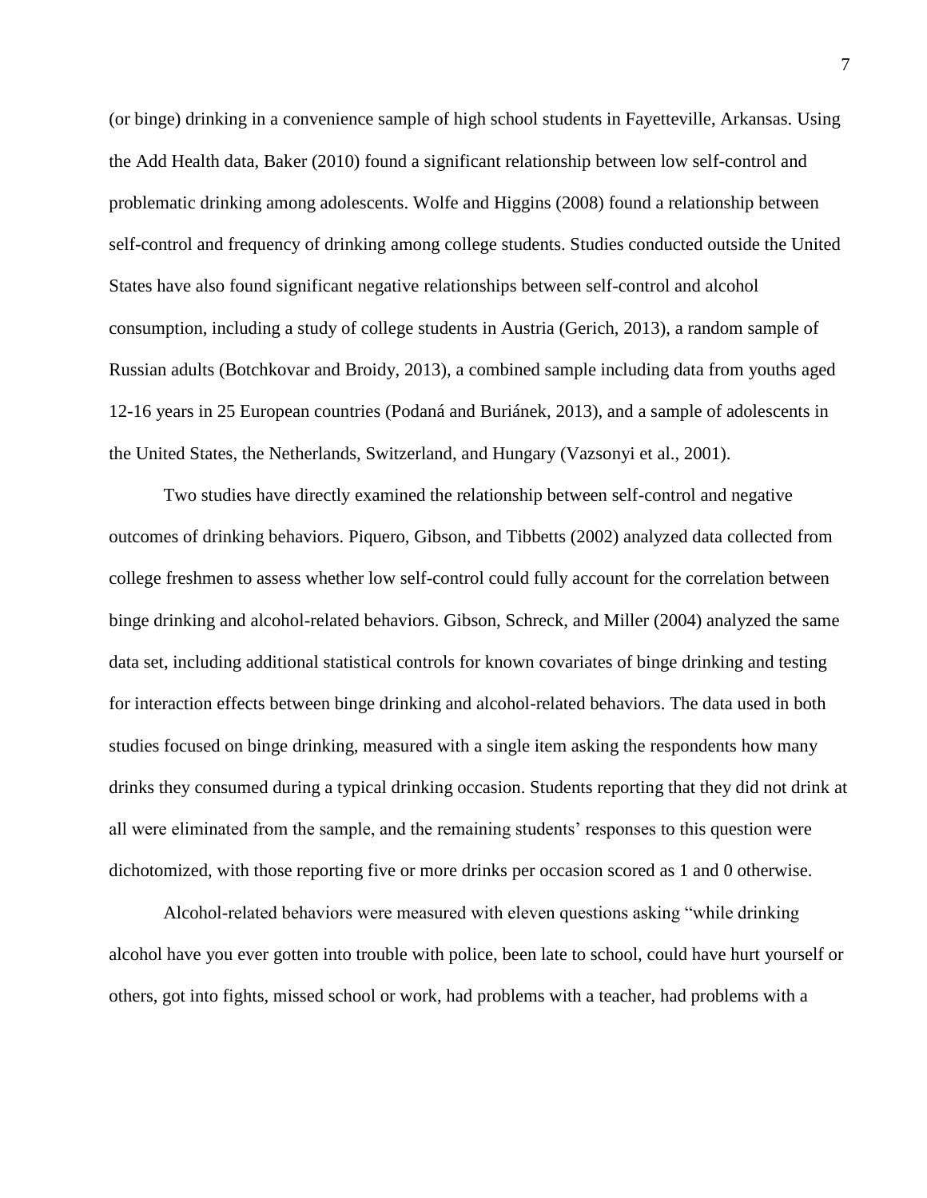(or binge) drinking in a convenience sample of high school students in Fayetteville, Arkansas. Using the Add Health data, Baker (2010) found a significant relationship between low self-control and problematic drinking among adolescents. Wolfe and Higgins (2008) found a relationship between self-control and frequency of drinking among college students. Studies conducted outside the United States have also found significant negative relationships between self-control and alcohol consumption, including a study of college students in Austria (Gerich, 2013), a random sample of Russian adults (Botchkovar and Broidy, 2013), a combined sample including data from youths aged 12-16 years in 25 European countries (Podaná and Buriánek, 2013), and a sample of adolescents in the United States, the Netherlands, Switzerland, and Hungary (Vazsonyi et al., 2001).

Two studies have directly examined the relationship between self-control and negative outcomes of drinking behaviors. Piquero, Gibson, and Tibbetts (2002) analyzed data collected from college freshmen to assess whether low self-control could fully account for the correlation between binge drinking and alcohol-related behaviors. Gibson, Schreck, and Miller (2004) analyzed the same data set, including additional statistical controls for known covariates of binge drinking and testing for interaction effects between binge drinking and alcohol-related behaviors. The data used in both studies focused on binge drinking, measured with a single item asking the respondents how many drinks they consumed during a typical drinking occasion. Students reporting that they did not drink at all were eliminated from the sample, and the remaining students' responses to this question were dichotomized, with those reporting five or more drinks per occasion scored as 1 and 0 otherwise.

Alcohol-related behaviors were measured with eleven questions asking "while drinking alcohol have you ever gotten into trouble with police, been late to school, could have hurt yourself or others, got into fights, missed school or work, had problems with a teacher, had problems with a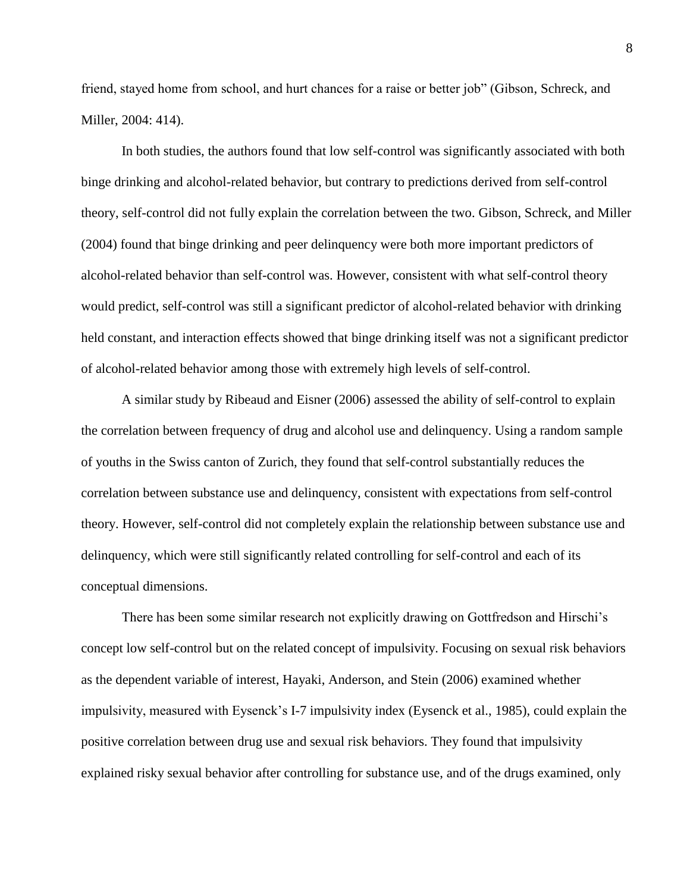friend, stayed home from school, and hurt chances for a raise or better job" (Gibson, Schreck, and Miller, 2004: 414).

In both studies, the authors found that low self-control was significantly associated with both binge drinking and alcohol-related behavior, but contrary to predictions derived from self-control theory, self-control did not fully explain the correlation between the two. Gibson, Schreck, and Miller (2004) found that binge drinking and peer delinquency were both more important predictors of alcohol-related behavior than self-control was. However, consistent with what self-control theory would predict, self-control was still a significant predictor of alcohol-related behavior with drinking held constant, and interaction effects showed that binge drinking itself was not a significant predictor of alcohol-related behavior among those with extremely high levels of self-control.

A similar study by Ribeaud and Eisner (2006) assessed the ability of self-control to explain the correlation between frequency of drug and alcohol use and delinquency. Using a random sample of youths in the Swiss canton of Zurich, they found that self-control substantially reduces the correlation between substance use and delinquency, consistent with expectations from self-control theory. However, self-control did not completely explain the relationship between substance use and delinquency, which were still significantly related controlling for self-control and each of its conceptual dimensions.

There has been some similar research not explicitly drawing on Gottfredson and Hirschi's concept low self-control but on the related concept of impulsivity. Focusing on sexual risk behaviors as the dependent variable of interest, Hayaki, Anderson, and Stein (2006) examined whether impulsivity, measured with Eysenck's I-7 impulsivity index (Eysenck et al., 1985), could explain the positive correlation between drug use and sexual risk behaviors. They found that impulsivity explained risky sexual behavior after controlling for substance use, and of the drugs examined, only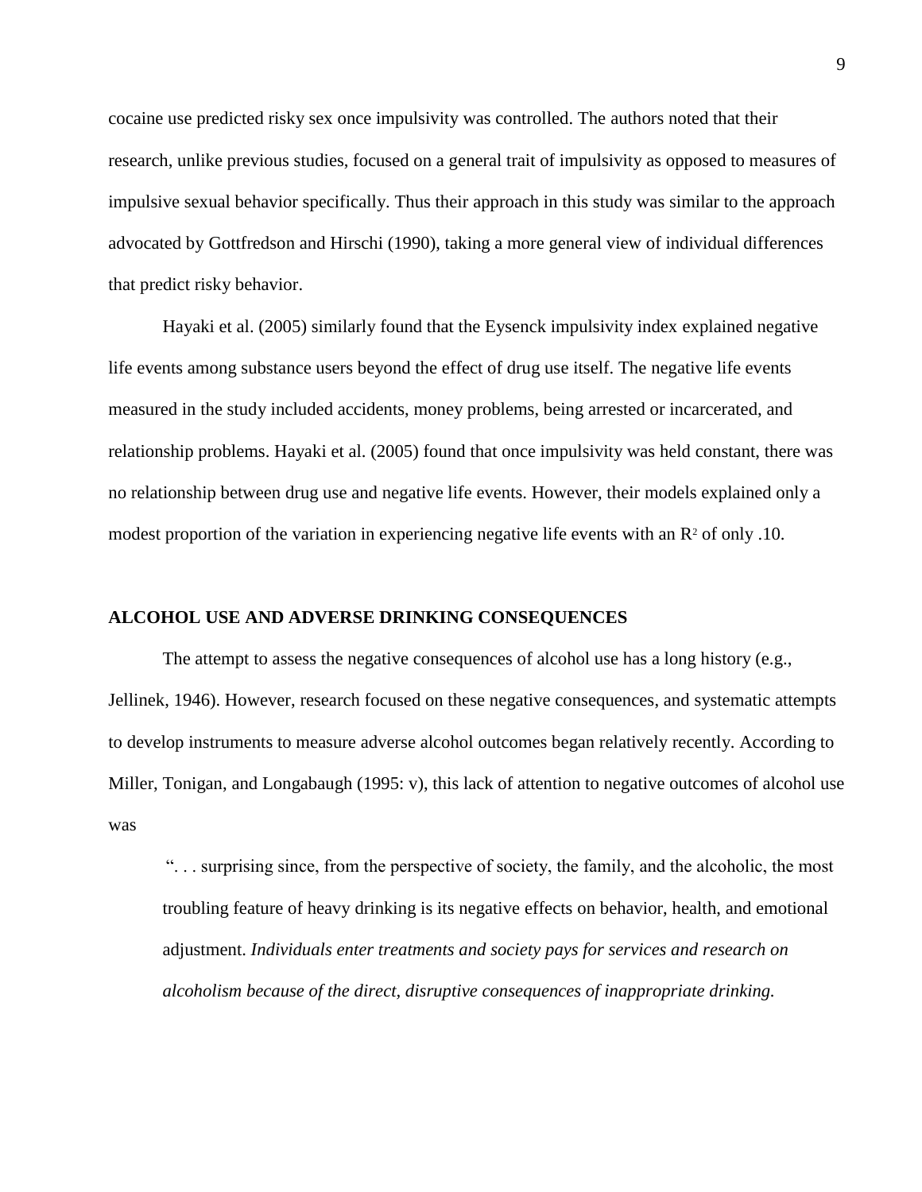cocaine use predicted risky sex once impulsivity was controlled. The authors noted that their research, unlike previous studies, focused on a general trait of impulsivity as opposed to measures of impulsive sexual behavior specifically. Thus their approach in this study was similar to the approach advocated by Gottfredson and Hirschi (1990), taking a more general view of individual differences that predict risky behavior.

Hayaki et al. (2005) similarly found that the Eysenck impulsivity index explained negative life events among substance users beyond the effect of drug use itself. The negative life events measured in the study included accidents, money problems, being arrested or incarcerated, and relationship problems. Hayaki et al. (2005) found that once impulsivity was held constant, there was no relationship between drug use and negative life events. However, their models explained only a modest proportion of the variation in experiencing negative life events with an $R^2$ of only .10.

## ALCOHOL USE AND ADVERSE DRINKING CONSEQUENCES

The attempt to assess the negative consequences of alcohol use has a long history (e.g., Jellinek, 1946). However, research focused on these negative consequences, and systematic attempts to develop instruments to measure adverse alcohol outcomes began relatively recently. According to Miller, Tonigan, and Longabaugh (1995: v), this lack of attention to negative outcomes of alcohol use was

> ". . . surprising since, from the perspective of society, the family, and the alcoholic, the most troubling feature of heavy drinking is its negative effects on behavior, health, and emotional adjustment. *Individuals enter treatments and society pays for services and research on alcoholism because of the direct, disruptive consequences of inappropriate drinking.*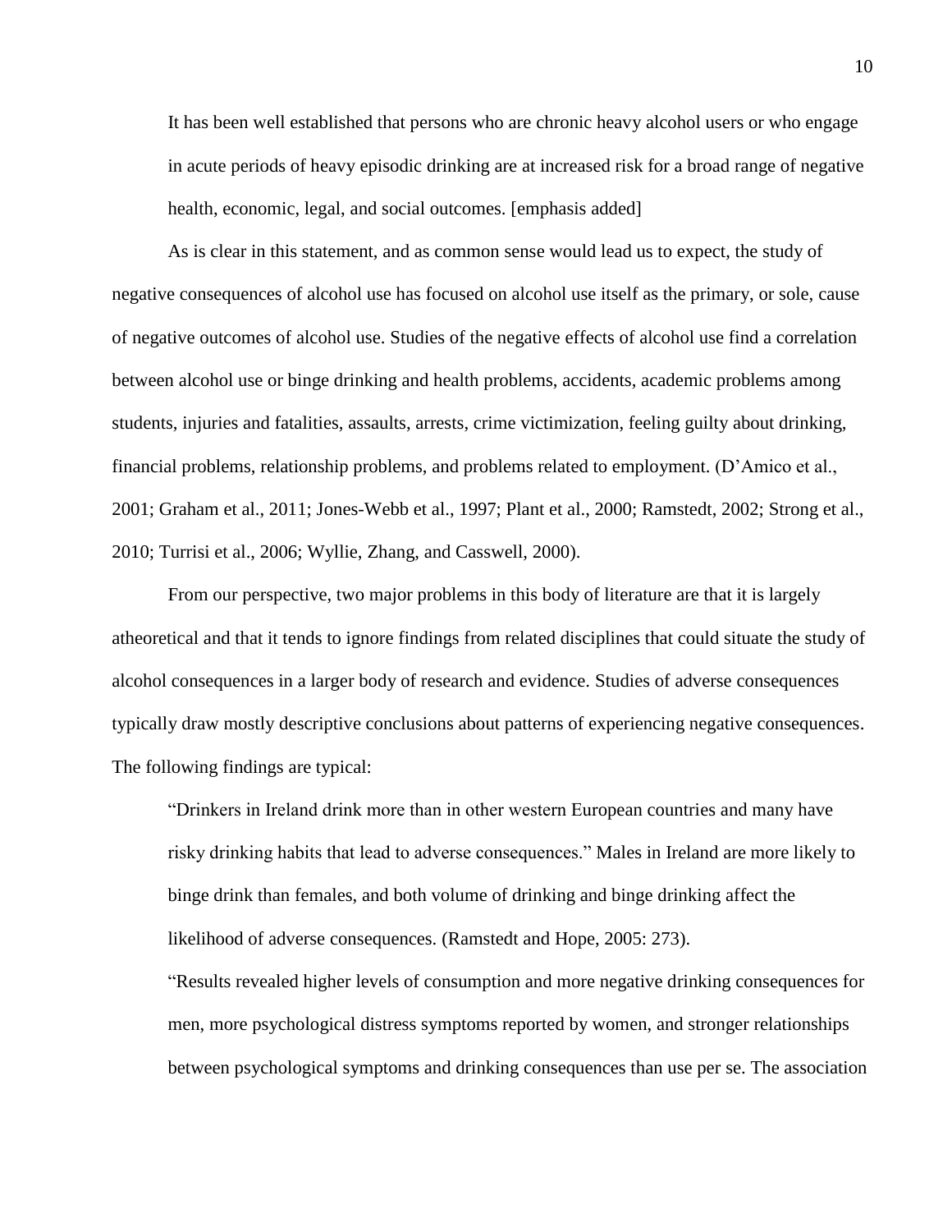> It has been well established that persons who are chronic heavy alcohol users or who engage in acute periods of heavy episodic drinking are at increased risk for a broad range of negative health, economic, legal, and social outcomes. [emphasis added]

As is clear in this statement, and as common sense would lead us to expect, the study of negative consequences of alcohol use has focused on alcohol use itself as the primary, or sole, cause of negative outcomes of alcohol use. Studies of the negative effects of alcohol use find a correlation between alcohol use or binge drinking and health problems, accidents, academic problems among students, injuries and fatalities, assaults, arrests, crime victimization, feeling guilty about drinking, financial problems, relationship problems, and problems related to employment. (D'Amico et al., 2001; Graham et al., 2011; Jones-Webb et al., 1997; Plant et al., 2000; Ramstedt, 2002; Strong et al., 2010; Turrisi et al., 2006; Wyllie, Zhang, and Casswell, 2000).

From our perspective, two major problems in this body of literature are that it is largely atheoretical and that it tends to ignore findings from related disciplines that could situate the study of alcohol consequences in a larger body of research and evidence. Studies of adverse consequences typically draw mostly descriptive conclusions about patterns of experiencing negative consequences. The following findings are typical:

> "Drinkers in Ireland drink more than in other western European countries and many have risky drinking habits that lead to adverse consequences." Males in Ireland are more likely to binge drink than females, and both volume of drinking and binge drinking affect the likelihood of adverse consequences. (Ramstedt and Hope, 2005: 273).
>
> "Results revealed higher levels of consumption and more negative drinking consequences for men, more psychological distress symptoms reported by women, and stronger relationships between psychological symptoms and drinking consequences than use per se. The association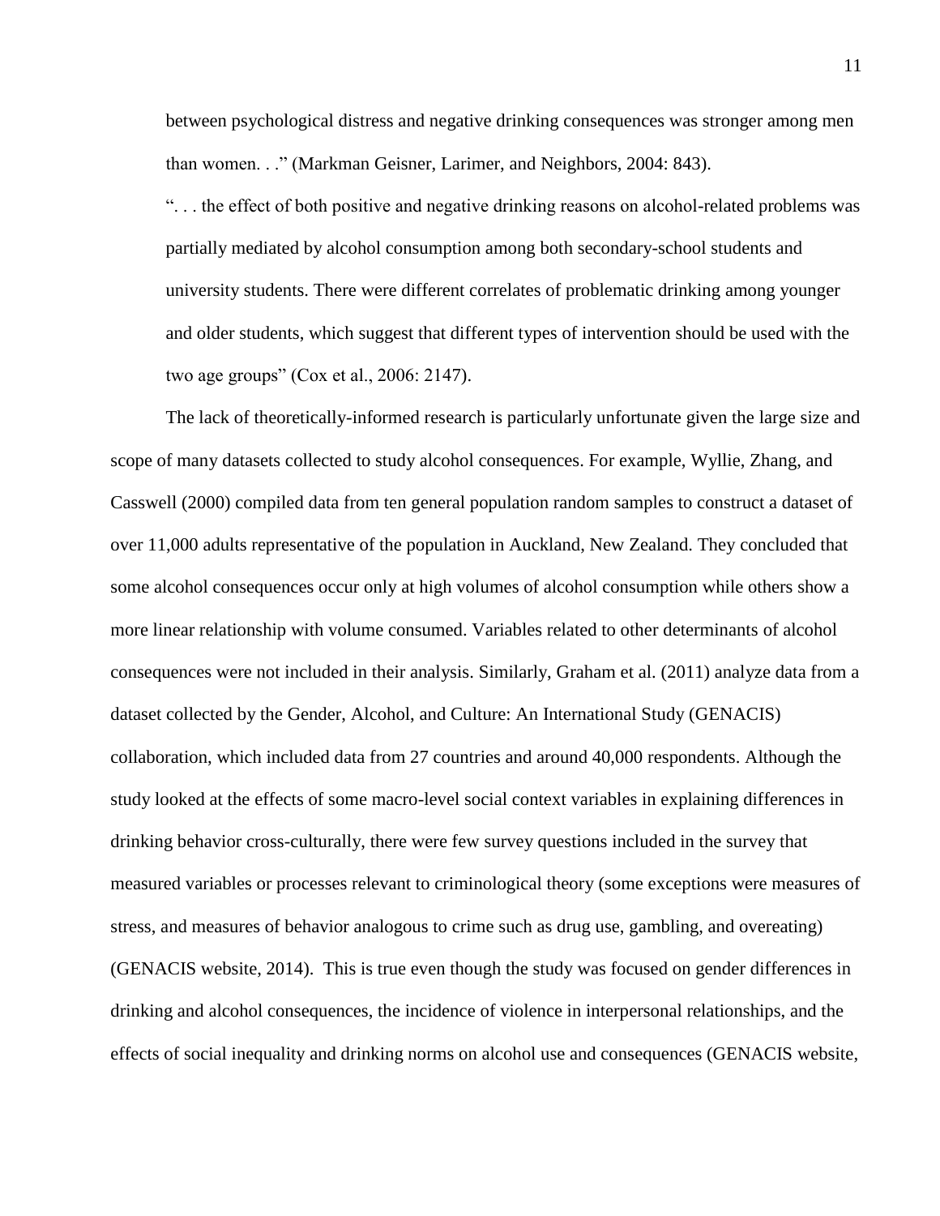between psychological distress and negative drinking consequences was stronger among men than women. . ." (Markman Geisner, Larimer, and Neighbors, 2004: 843).

". . . the effect of both positive and negative drinking reasons on alcohol-related problems was partially mediated by alcohol consumption among both secondary-school students and university students. There were different correlates of problematic drinking among younger and older students, which suggest that different types of intervention should be used with the two age groups" (Cox et al., 2006: 2147).

The lack of theoretically-informed research is particularly unfortunate given the large size and scope of many datasets collected to study alcohol consequences. For example, Wyllie, Zhang, and Casswell (2000) compiled data from ten general population random samples to construct a dataset of over 11,000 adults representative of the population in Auckland, New Zealand. They concluded that some alcohol consequences occur only at high volumes of alcohol consumption while others show a more linear relationship with volume consumed. Variables related to other determinants of alcohol consequences were not included in their analysis. Similarly, Graham et al. (2011) analyze data from a dataset collected by the Gender, Alcohol, and Culture: An International Study (GENACIS) collaboration, which included data from 27 countries and around 40,000 respondents. Although the study looked at the effects of some macro-level social context variables in explaining differences in drinking behavior cross-culturally, there were few survey questions included in the survey that measured variables or processes relevant to criminological theory (some exceptions were measures of stress, and measures of behavior analogous to crime such as drug use, gambling, and overeating) (GENACIS website, 2014). This is true even though the study was focused on gender differences in drinking and alcohol consequences, the incidence of violence in interpersonal relationships, and the effects of social inequality and drinking norms on alcohol use and consequences (GENACIS website,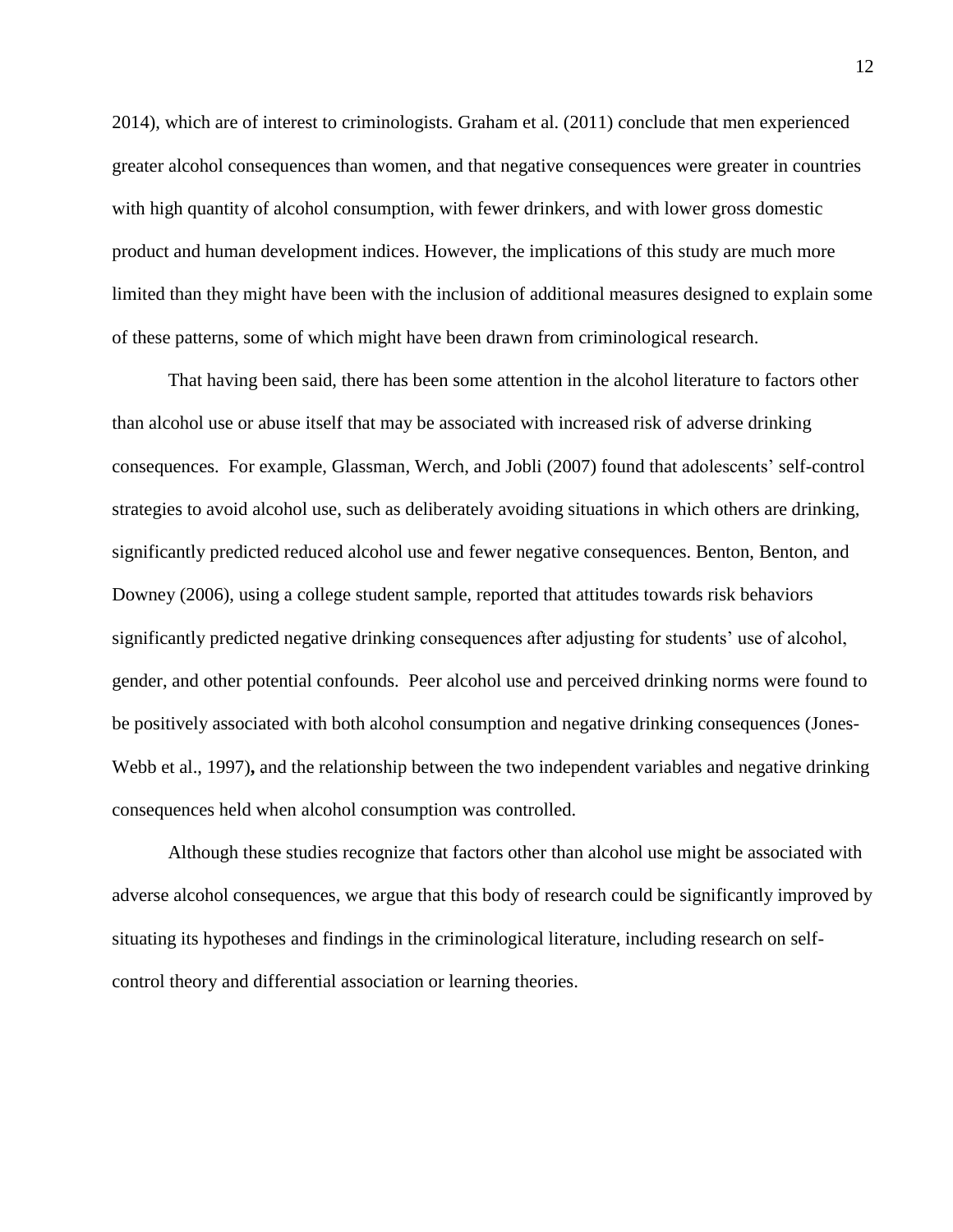2014), which are of interest to criminologists. Graham et al. (2011) conclude that men experienced greater alcohol consequences than women, and that negative consequences were greater in countries with high quantity of alcohol consumption, with fewer drinkers, and with lower gross domestic product and human development indices. However, the implications of this study are much more limited than they might have been with the inclusion of additional measures designed to explain some of these patterns, some of which might have been drawn from criminological research.

That having been said, there has been some attention in the alcohol literature to factors other than alcohol use or abuse itself that may be associated with increased risk of adverse drinking consequences. For example, Glassman, Werch, and Jobli (2007) found that adolescents' self-control strategies to avoid alcohol use, such as deliberately avoiding situations in which others are drinking, significantly predicted reduced alcohol use and fewer negative consequences. Benton, Benton, and Downey (2006), using a college student sample, reported that attitudes towards risk behaviors significantly predicted negative drinking consequences after adjusting for students' use of alcohol, gender, and other potential confounds. Peer alcohol use and perceived drinking norms were found to be positively associated with both alcohol consumption and negative drinking consequences (Jones-Webb et al., 1997)**,** and the relationship between the two independent variables and negative drinking consequences held when alcohol consumption was controlled.

Although these studies recognize that factors other than alcohol use might be associated with adverse alcohol consequences, we argue that this body of research could be significantly improved by situating its hypotheses and findings in the criminological literature, including research on self-control theory and differential association or learning theories.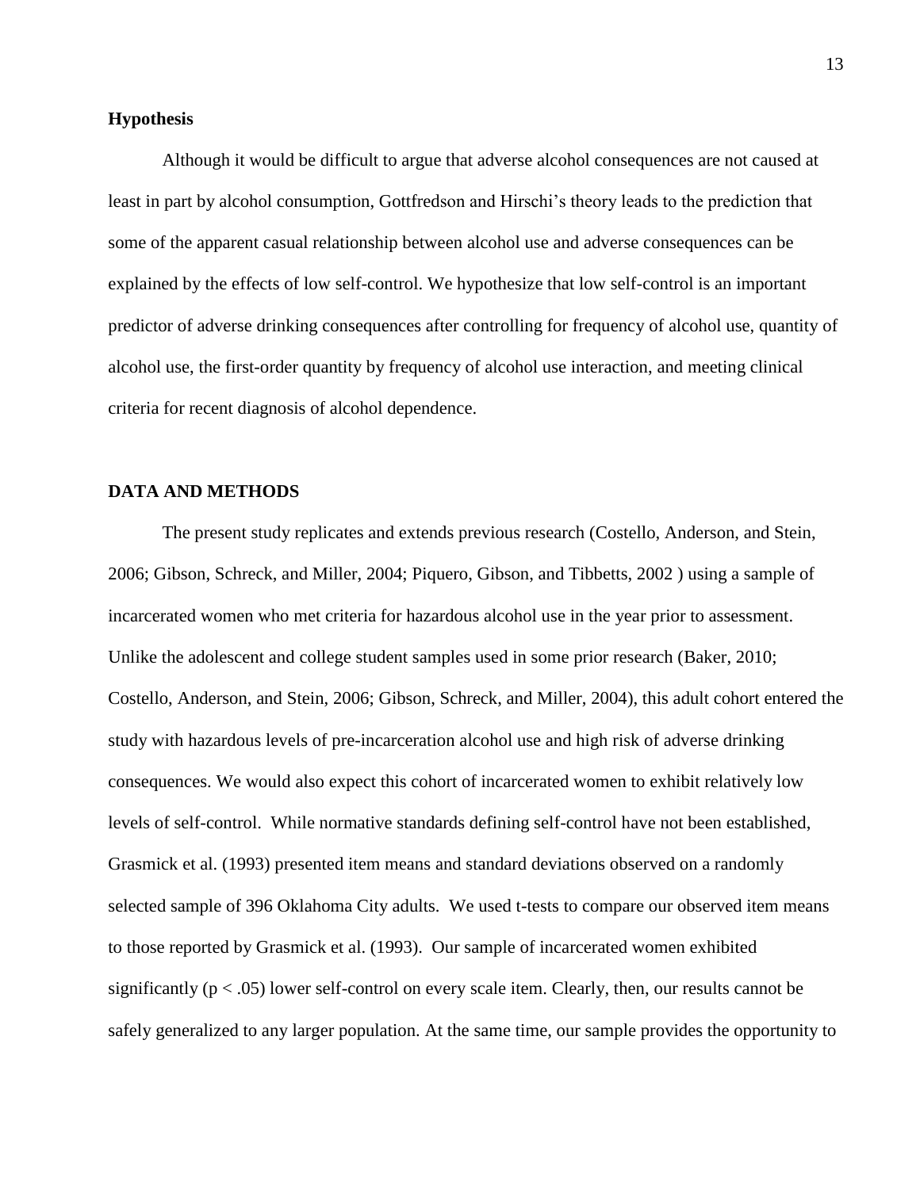## Hypothesis

Although it would be difficult to argue that adverse alcohol consequences are not caused at least in part by alcohol consumption, Gottfredson and Hirschi's theory leads to the prediction that some of the apparent casual relationship between alcohol use and adverse consequences can be explained by the effects of low self-control. We hypothesize that low self-control is an important predictor of adverse drinking consequences after controlling for frequency of alcohol use, quantity of alcohol use, the first-order quantity by frequency of alcohol use interaction, and meeting clinical criteria for recent diagnosis of alcohol dependence.

## DATA AND METHODS

The present study replicates and extends previous research (Costello, Anderson, and Stein, 2006; Gibson, Schreck, and Miller, 2004; Piquero, Gibson, and Tibbetts, 2002 ) using a sample of incarcerated women who met criteria for hazardous alcohol use in the year prior to assessment. Unlike the adolescent and college student samples used in some prior research (Baker, 2010; Costello, Anderson, and Stein, 2006; Gibson, Schreck, and Miller, 2004), this adult cohort entered the study with hazardous levels of pre-incarceration alcohol use and high risk of adverse drinking consequences. We would also expect this cohort of incarcerated women to exhibit relatively low levels of self-control. While normative standards defining self-control have not been established, Grasmick et al. (1993) presented item means and standard deviations observed on a randomly selected sample of 396 Oklahoma City adults. We used t-tests to compare our observed item means to those reported by Grasmick et al. (1993). Our sample of incarcerated women exhibited significantly ($p < .05$) lower self-control on every scale item. Clearly, then, our results cannot be safely generalized to any larger population. At the same time, our sample provides the opportunity to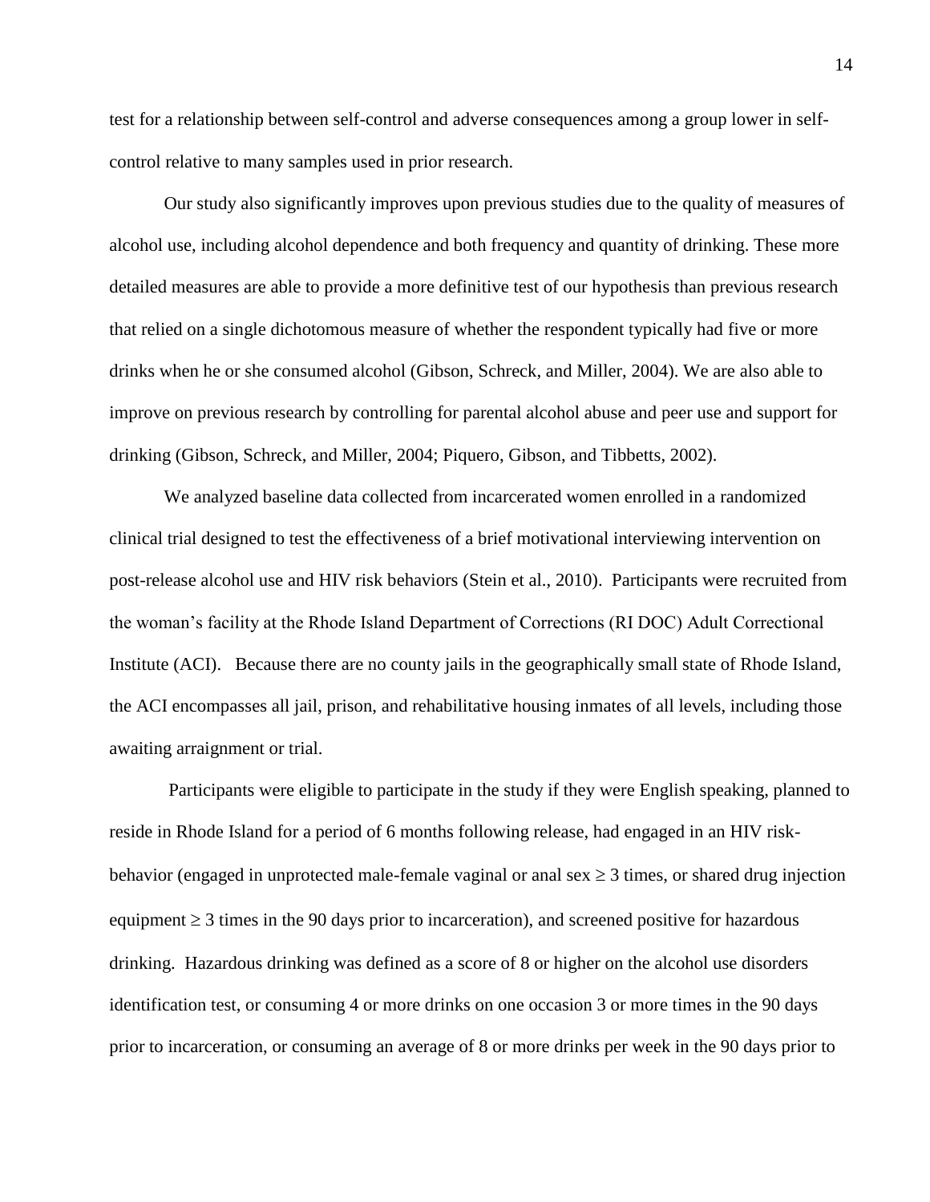test for a relationship between self-control and adverse consequences among a group lower in self-control relative to many samples used in prior research.

Our study also significantly improves upon previous studies due to the quality of measures of alcohol use, including alcohol dependence and both frequency and quantity of drinking. These more detailed measures are able to provide a more definitive test of our hypothesis than previous research that relied on a single dichotomous measure of whether the respondent typically had five or more drinks when he or she consumed alcohol (Gibson, Schreck, and Miller, 2004). We are also able to improve on previous research by controlling for parental alcohol abuse and peer use and support for drinking (Gibson, Schreck, and Miller, 2004; Piquero, Gibson, and Tibbetts, 2002).

We analyzed baseline data collected from incarcerated women enrolled in a randomized clinical trial designed to test the effectiveness of a brief motivational interviewing intervention on post-release alcohol use and HIV risk behaviors (Stein et al., 2010). Participants were recruited from the woman's facility at the Rhode Island Department of Corrections (RI DOC) Adult Correctional Institute (ACI). Because there are no county jails in the geographically small state of Rhode Island, the ACI encompasses all jail, prison, and rehabilitative housing inmates of all levels, including those awaiting arraignment or trial.

Participants were eligible to participate in the study if they were English speaking, planned to reside in Rhode Island for a period of 6 months following release, had engaged in an HIV risk-behavior (engaged in unprotected male-female vaginal or anal sex $\geq 3$ times, or shared drug injection equipment $\geq 3$ times in the 90 days prior to incarceration), and screened positive for hazardous drinking. Hazardous drinking was defined as a score of 8 or higher on the alcohol use disorders identification test, or consuming 4 or more drinks on one occasion 3 or more times in the 90 days prior to incarceration, or consuming an average of 8 or more drinks per week in the 90 days prior to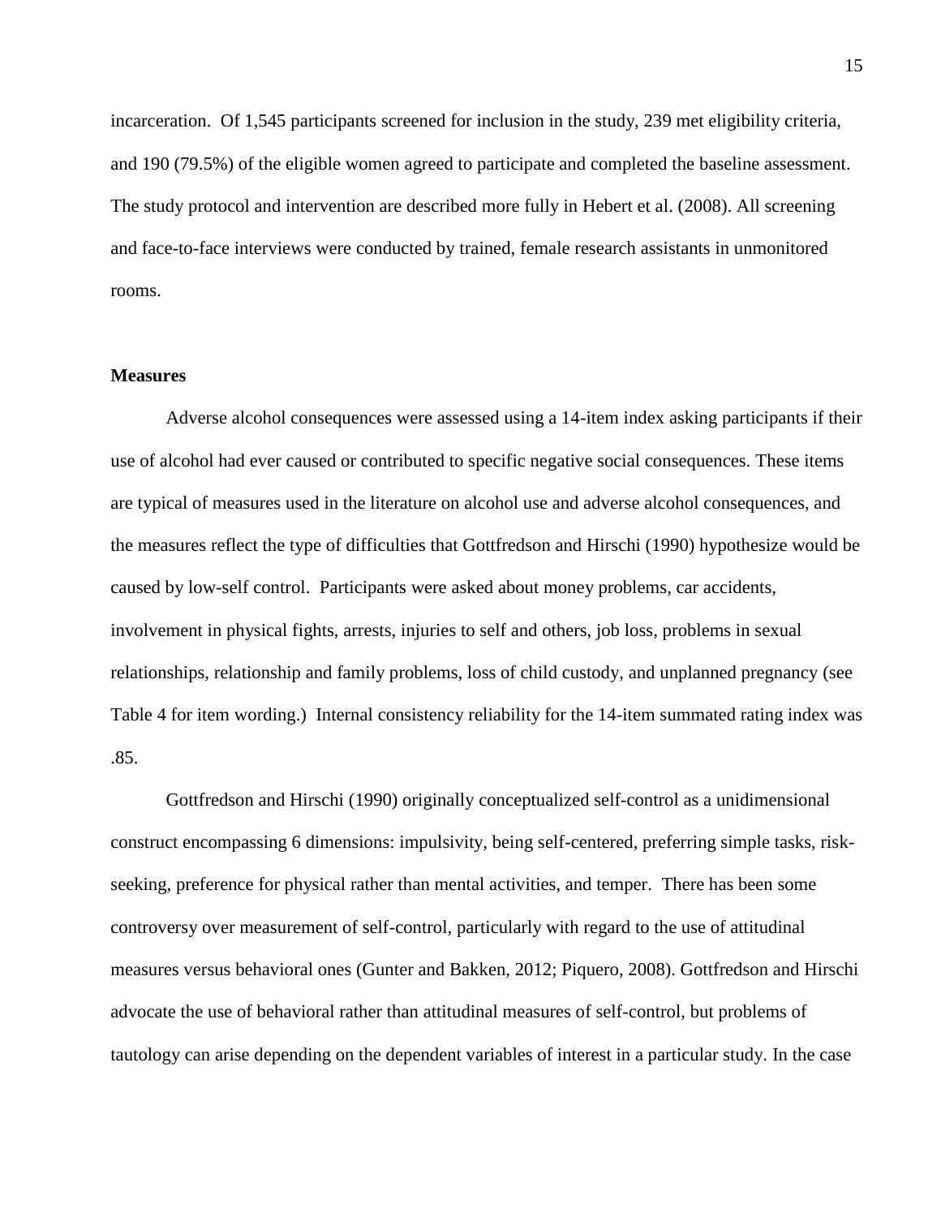incarceration. Of 1,545 participants screened for inclusion in the study, 239 met eligibility criteria, and 190 (79.5%) of the eligible women agreed to participate and completed the baseline assessment. The study protocol and intervention are described more fully in Hebert et al. (2008). All screening and face-to-face interviews were conducted by trained, female research assistants in unmonitored rooms.

**Measures**

Adverse alcohol consequences were assessed using a 14-item index asking participants if their use of alcohol had ever caused or contributed to specific negative social consequences. These items are typical of measures used in the literature on alcohol use and adverse alcohol consequences, and the measures reflect the type of difficulties that Gottfredson and Hirschi (1990) hypothesize would be caused by low-self control. Participants were asked about money problems, car accidents, involvement in physical fights, arrests, injuries to self and others, job loss, problems in sexual relationships, relationship and family problems, loss of child custody, and unplanned pregnancy (see Table 4 for item wording.) Internal consistency reliability for the 14-item summated rating index was .85.

Gottfredson and Hirschi (1990) originally conceptualized self-control as a unidimensional construct encompassing 6 dimensions: impulsivity, being self-centered, preferring simple tasks, risk-seeking, preference for physical rather than mental activities, and temper. There has been some controversy over measurement of self-control, particularly with regard to the use of attitudinal measures versus behavioral ones (Gunter and Bakken, 2012; Piquero, 2008). Gottfredson and Hirschi advocate the use of behavioral rather than attitudinal measures of self-control, but problems of tautology can arise depending on the dependent variables of interest in a particular study. In the case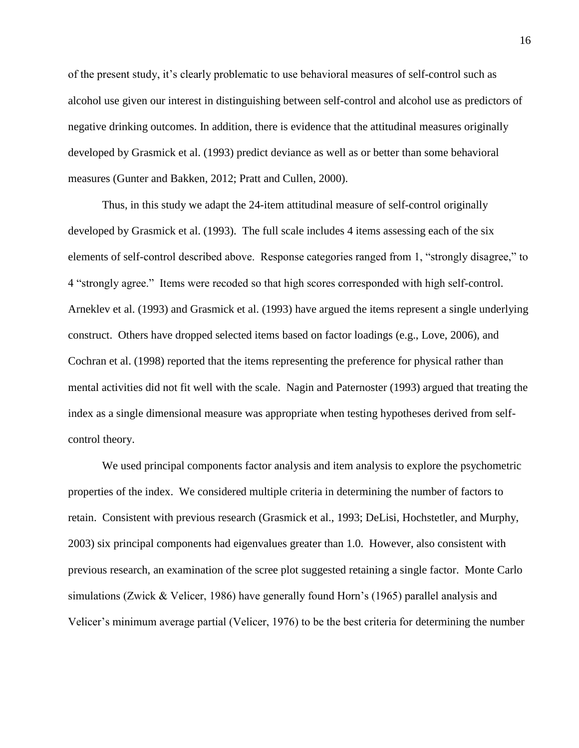of the present study, it's clearly problematic to use behavioral measures of self-control such as alcohol use given our interest in distinguishing between self-control and alcohol use as predictors of negative drinking outcomes. In addition, there is evidence that the attitudinal measures originally developed by Grasmick et al. (1993) predict deviance as well as or better than some behavioral measures (Gunter and Bakken, 2012; Pratt and Cullen, 2000).

Thus, in this study we adapt the 24-item attitudinal measure of self-control originally developed by Grasmick et al. (1993). The full scale includes 4 items assessing each of the six elements of self-control described above. Response categories ranged from 1, "strongly disagree," to 4 "strongly agree." Items were recoded so that high scores corresponded with high self-control. Arneklev et al. (1993) and Grasmick et al. (1993) have argued the items represent a single underlying construct. Others have dropped selected items based on factor loadings (e.g., Love, 2006), and Cochran et al. (1998) reported that the items representing the preference for physical rather than mental activities did not fit well with the scale. Nagin and Paternoster (1993) argued that treating the index as a single dimensional measure was appropriate when testing hypotheses derived from self-control theory.

We used principal components factor analysis and item analysis to explore the psychometric properties of the index. We considered multiple criteria in determining the number of factors to retain. Consistent with previous research (Grasmick et al., 1993; DeLisi, Hochstetler, and Murphy, 2003) six principal components had eigenvalues greater than 1.0. However, also consistent with previous research, an examination of the scree plot suggested retaining a single factor. Monte Carlo simulations (Zwick & Velicer, 1986) have generally found Horn's (1965) parallel analysis and Velicer's minimum average partial (Velicer, 1976) to be the best criteria for determining the number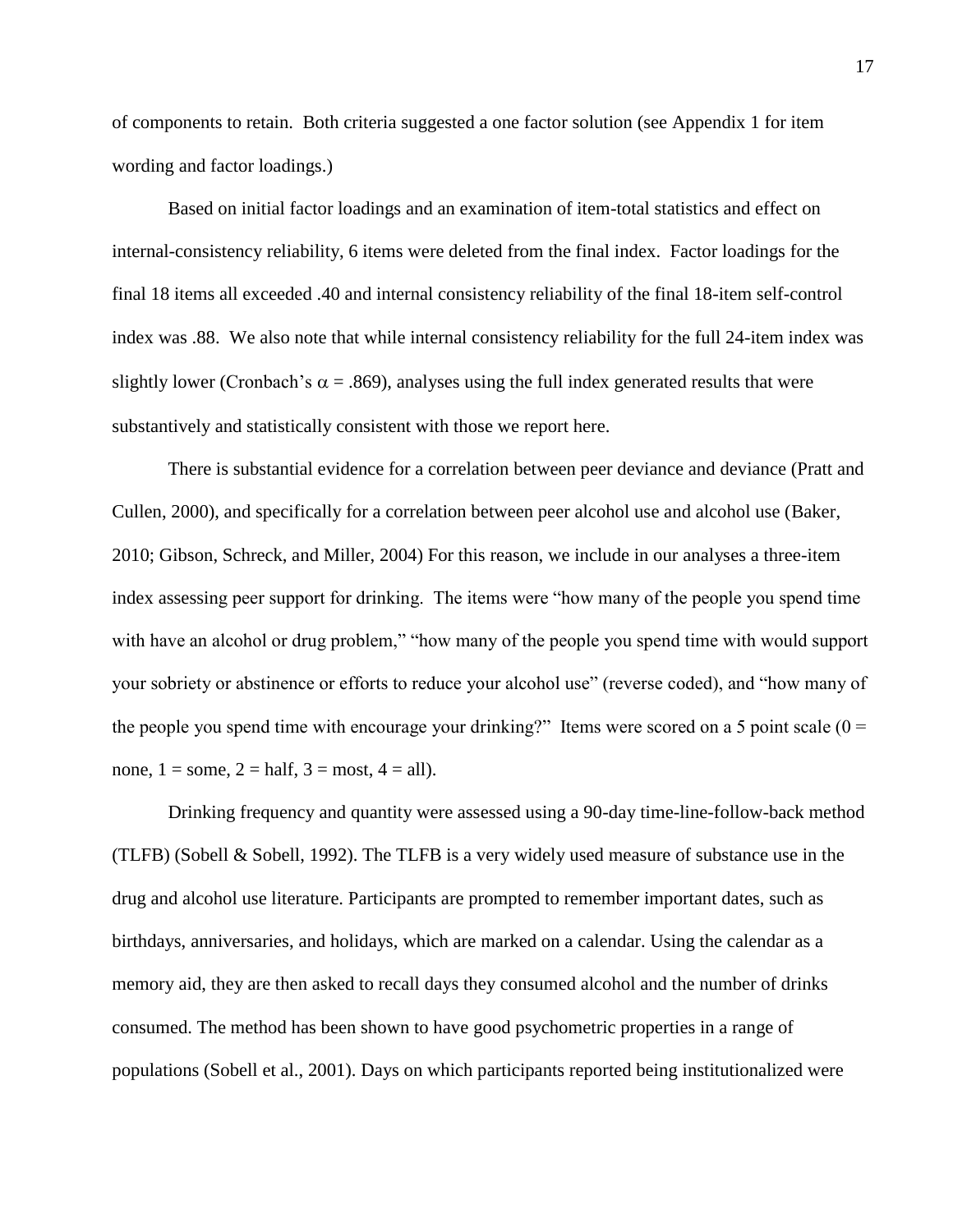of components to retain. Both criteria suggested a one factor solution (see Appendix 1 for item wording and factor loadings.)

Based on initial factor loadings and an examination of item-total statistics and effect on internal-consistency reliability, 6 items were deleted from the final index. Factor loadings for the final 18 items all exceeded .40 and internal consistency reliability of the final 18-item self-control index was .88. We also note that while internal consistency reliability for the full 24-item index was slightly lower (Cronbach's $\alpha = .869$), analyses using the full index generated results that were substantively and statistically consistent with those we report here.

There is substantial evidence for a correlation between peer deviance and deviance (Pratt and Cullen, 2000), and specifically for a correlation between peer alcohol use and alcohol use (Baker, 2010; Gibson, Schreck, and Miller, 2004) For this reason, we include in our analyses a three-item index assessing peer support for drinking. The items were "how many of the people you spend time with have an alcohol or drug problem," "how many of the people you spend time with would support your sobriety or abstinence or efforts to reduce your alcohol use" (reverse coded), and "how many of the people you spend time with encourage your drinking?" Items were scored on a 5 point scale (0 = none, 1 = some, 2 = half, 3 = most, 4 = all).

Drinking frequency and quantity were assessed using a 90-day time-line-follow-back method (TLFB) (Sobell & Sobell, 1992). The TLFB is a very widely used measure of substance use in the drug and alcohol use literature. Participants are prompted to remember important dates, such as birthdays, anniversaries, and holidays, which are marked on a calendar. Using the calendar as a memory aid, they are then asked to recall days they consumed alcohol and the number of drinks consumed. The method has been shown to have good psychometric properties in a range of populations (Sobell et al., 2001). Days on which participants reported being institutionalized were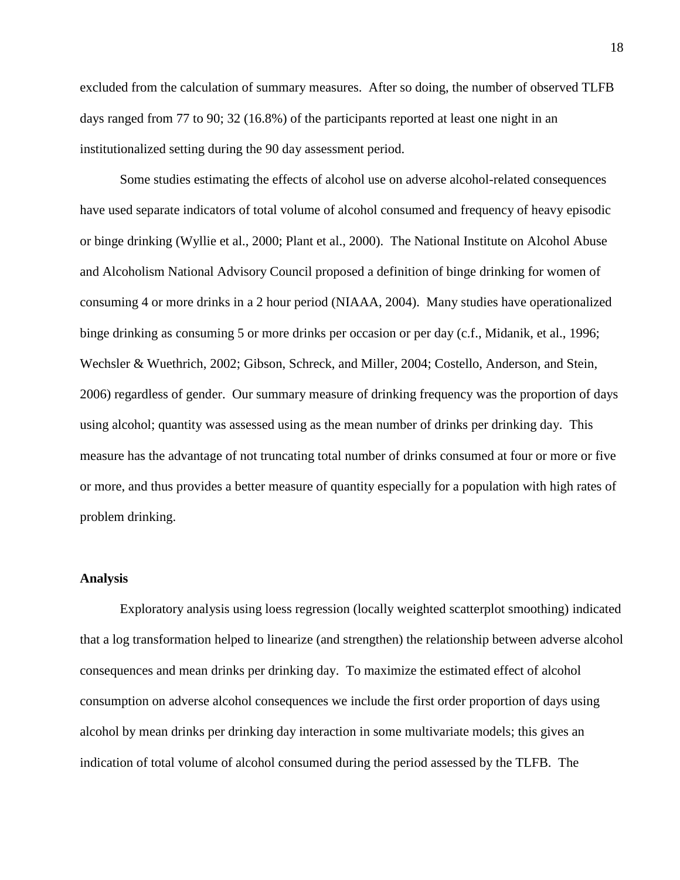excluded from the calculation of summary measures. After so doing, the number of observed TLFB days ranged from 77 to 90; 32 (16.8%) of the participants reported at least one night in an institutionalized setting during the 90 day assessment period.

Some studies estimating the effects of alcohol use on adverse alcohol-related consequences have used separate indicators of total volume of alcohol consumed and frequency of heavy episodic or binge drinking (Wyllie et al., 2000; Plant et al., 2000). The National Institute on Alcohol Abuse and Alcoholism National Advisory Council proposed a definition of binge drinking for women of consuming 4 or more drinks in a 2 hour period (NIAAA, 2004). Many studies have operationalized binge drinking as consuming 5 or more drinks per occasion or per day (c.f., Midanik, et al., 1996; Wechsler & Wuethrich, 2002; Gibson, Schreck, and Miller, 2004; Costello, Anderson, and Stein, 2006) regardless of gender. Our summary measure of drinking frequency was the proportion of days using alcohol; quantity was assessed using as the mean number of drinks per drinking day. This measure has the advantage of not truncating total number of drinks consumed at four or more or five or more, and thus provides a better measure of quantity especially for a population with high rates of problem drinking.

### Analysis

Exploratory analysis using loess regression (locally weighted scatterplot smoothing) indicated that a log transformation helped to linearize (and strengthen) the relationship between adverse alcohol consequences and mean drinks per drinking day. To maximize the estimated effect of alcohol consumption on adverse alcohol consequences we include the first order proportion of days using alcohol by mean drinks per drinking day interaction in some multivariate models; this gives an indication of total volume of alcohol consumed during the period assessed by the TLFB. The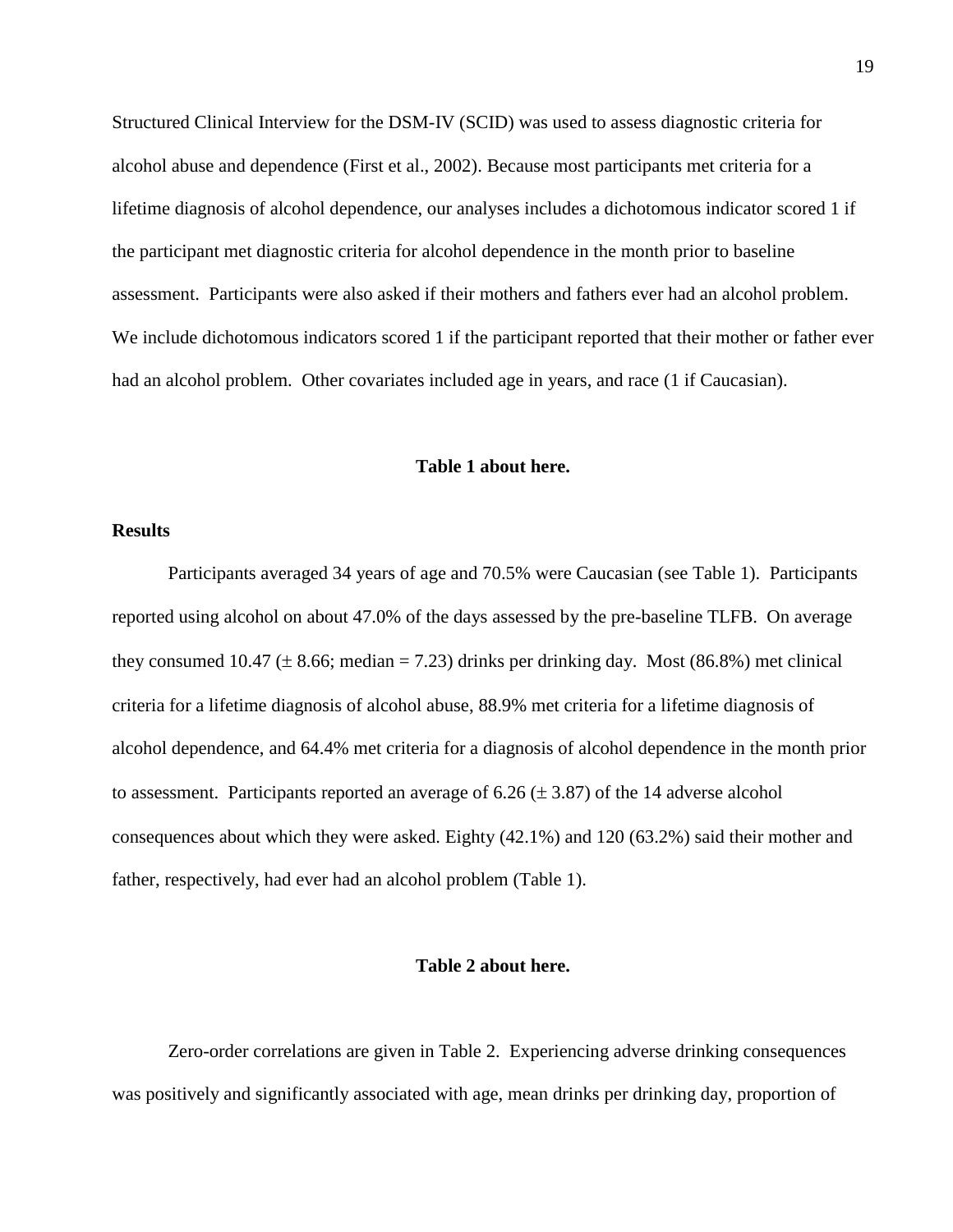Structured Clinical Interview for the DSM-IV (SCID) was used to assess diagnostic criteria for alcohol abuse and dependence (First et al., 2002). Because most participants met criteria for a lifetime diagnosis of alcohol dependence, our analyses includes a dichotomous indicator scored 1 if the participant met diagnostic criteria for alcohol dependence in the month prior to baseline assessment. Participants were also asked if their mothers and fathers ever had an alcohol problem. We include dichotomous indicators scored 1 if the participant reported that their mother or father ever had an alcohol problem. Other covariates included age in years, and race (1 if Caucasian).

**Table 1 about here.**

**Results**

Participants averaged 34 years of age and 70.5% were Caucasian (see Table 1). Participants reported using alcohol on about 47.0% of the days assessed by the pre-baseline TLFB. On average they consumed 10.47 ($\pm$ 8.66; median = 7.23) drinks per drinking day. Most (86.8%) met clinical criteria for a lifetime diagnosis of alcohol abuse, 88.9% met criteria for a lifetime diagnosis of alcohol dependence, and 64.4% met criteria for a diagnosis of alcohol dependence in the month prior to assessment. Participants reported an average of 6.26 ($\pm$ 3.87) of the 14 adverse alcohol consequences about which they were asked. Eighty (42.1%) and 120 (63.2%) said their mother and father, respectively, had ever had an alcohol problem (Table 1).

**Table 2 about here.**

Zero-order correlations are given in Table 2. Experiencing adverse drinking consequences was positively and significantly associated with age, mean drinks per drinking day, proportion of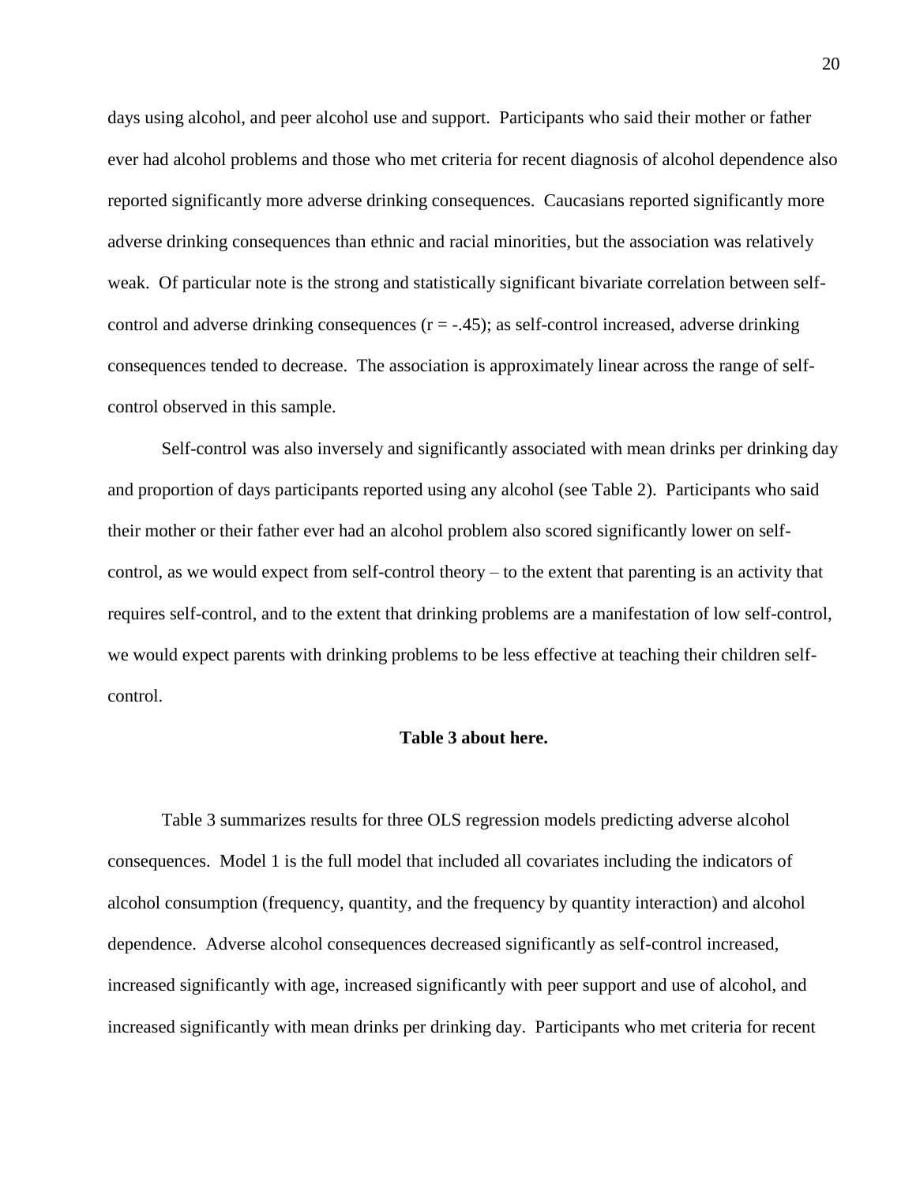days using alcohol, and peer alcohol use and support. Participants who said their mother or father ever had alcohol problems and those who met criteria for recent diagnosis of alcohol dependence also reported significantly more adverse drinking consequences. Caucasians reported significantly more adverse drinking consequences than ethnic and racial minorities, but the association was relatively weak. Of particular note is the strong and statistically significant bivariate correlation between self-control and adverse drinking consequences ($r = -.45$); as self-control increased, adverse drinking consequences tended to decrease. The association is approximately linear across the range of self-control observed in this sample.

Self-control was also inversely and significantly associated with mean drinks per drinking day and proportion of days participants reported using any alcohol (see Table 2). Participants who said their mother or their father ever had an alcohol problem also scored significantly lower on self-control, as we would expect from self-control theory – to the extent that parenting is an activity that requires self-control, and to the extent that drinking problems are a manifestation of low self-control, we would expect parents with drinking problems to be less effective at teaching their children self-control.

**Table 3 about here.**

Table 3 summarizes results for three OLS regression models predicting adverse alcohol consequences. Model 1 is the full model that included all covariates including the indicators of alcohol consumption (frequency, quantity, and the frequency by quantity interaction) and alcohol dependence. Adverse alcohol consequences decreased significantly as self-control increased, increased significantly with age, increased significantly with peer support and use of alcohol, and increased significantly with mean drinks per drinking day. Participants who met criteria for recent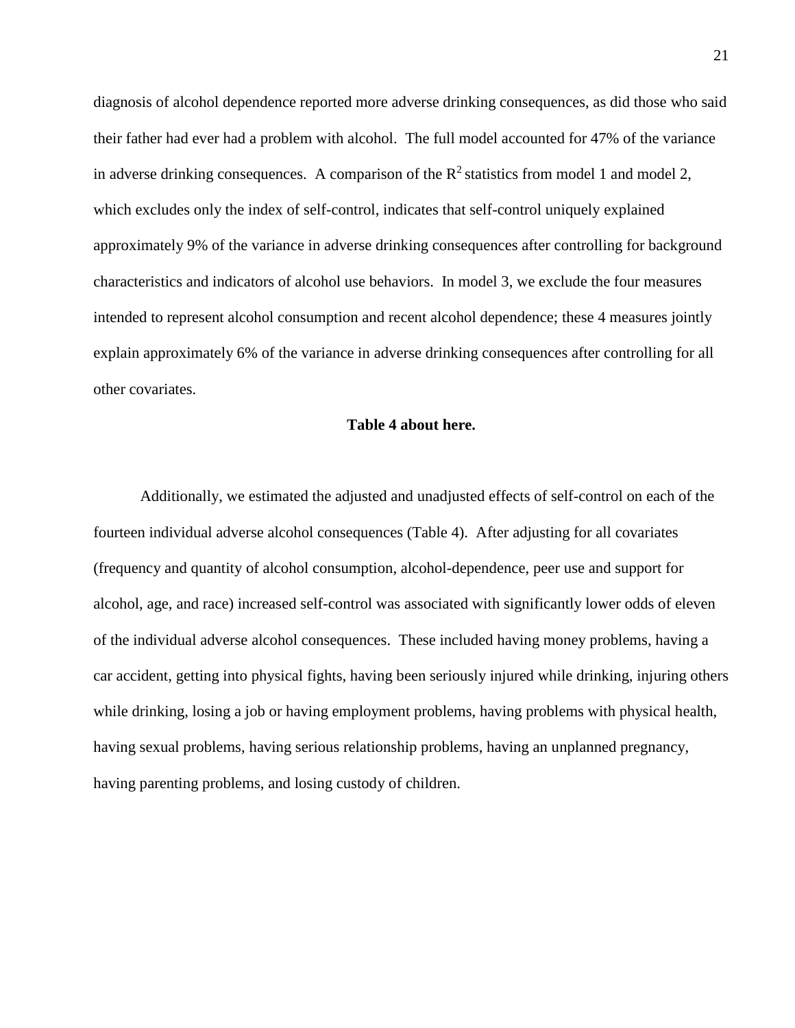diagnosis of alcohol dependence reported more adverse drinking consequences, as did those who said their father had ever had a problem with alcohol. The full model accounted for 47% of the variance in adverse drinking consequences. A comparison of the $R^2$ statistics from model 1 and model 2, which excludes only the index of self-control, indicates that self-control uniquely explained approximately 9% of the variance in adverse drinking consequences after controlling for background characteristics and indicators of alcohol use behaviors. In model 3, we exclude the four measures intended to represent alcohol consumption and recent alcohol dependence; these 4 measures jointly explain approximately 6% of the variance in adverse drinking consequences after controlling for all other covariates.

**Table 4 about here.**

Additionally, we estimated the adjusted and unadjusted effects of self-control on each of the fourteen individual adverse alcohol consequences (Table 4). After adjusting for all covariates (frequency and quantity of alcohol consumption, alcohol-dependence, peer use and support for alcohol, age, and race) increased self-control was associated with significantly lower odds of eleven of the individual adverse alcohol consequences. These included having money problems, having a car accident, getting into physical fights, having been seriously injured while drinking, injuring others while drinking, losing a job or having employment problems, having problems with physical health, having sexual problems, having serious relationship problems, having an unplanned pregnancy, having parenting problems, and losing custody of children.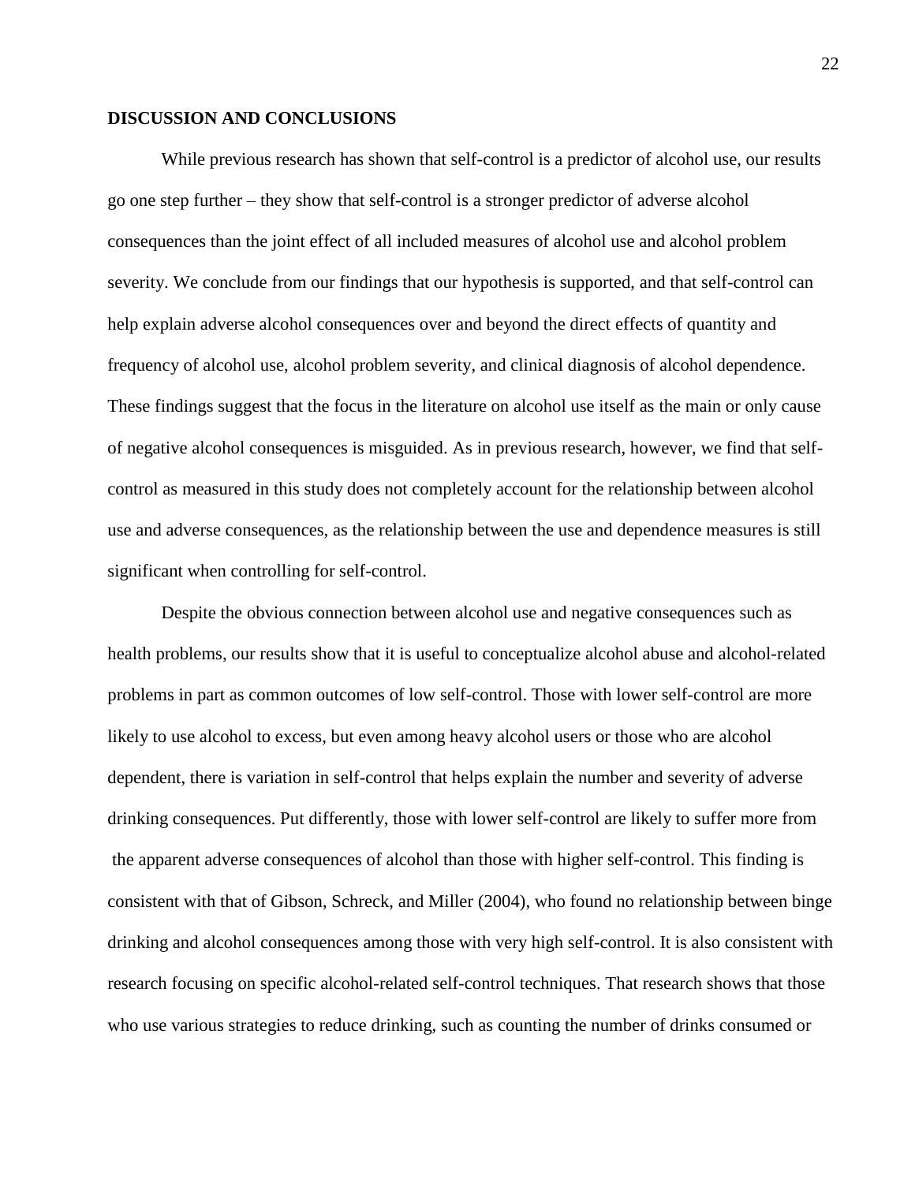**DISCUSSION AND CONCLUSIONS**

While previous research has shown that self-control is a predictor of alcohol use, our results go one step further – they show that self-control is a stronger predictor of adverse alcohol consequences than the joint effect of all included measures of alcohol use and alcohol problem severity. We conclude from our findings that our hypothesis is supported, and that self-control can help explain adverse alcohol consequences over and beyond the direct effects of quantity and frequency of alcohol use, alcohol problem severity, and clinical diagnosis of alcohol dependence. These findings suggest that the focus in the literature on alcohol use itself as the main or only cause of negative alcohol consequences is misguided. As in previous research, however, we find that self-control as measured in this study does not completely account for the relationship between alcohol use and adverse consequences, as the relationship between the use and dependence measures is still significant when controlling for self-control.

Despite the obvious connection between alcohol use and negative consequences such as health problems, our results show that it is useful to conceptualize alcohol abuse and alcohol-related problems in part as common outcomes of low self-control. Those with lower self-control are more likely to use alcohol to excess, but even among heavy alcohol users or those who are alcohol dependent, there is variation in self-control that helps explain the number and severity of adverse drinking consequences. Put differently, those with lower self-control are likely to suffer more from the apparent adverse consequences of alcohol than those with higher self-control. This finding is consistent with that of Gibson, Schreck, and Miller (2004), who found no relationship between binge drinking and alcohol consequences among those with very high self-control. It is also consistent with research focusing on specific alcohol-related self-control techniques. That research shows that those who use various strategies to reduce drinking, such as counting the number of drinks consumed or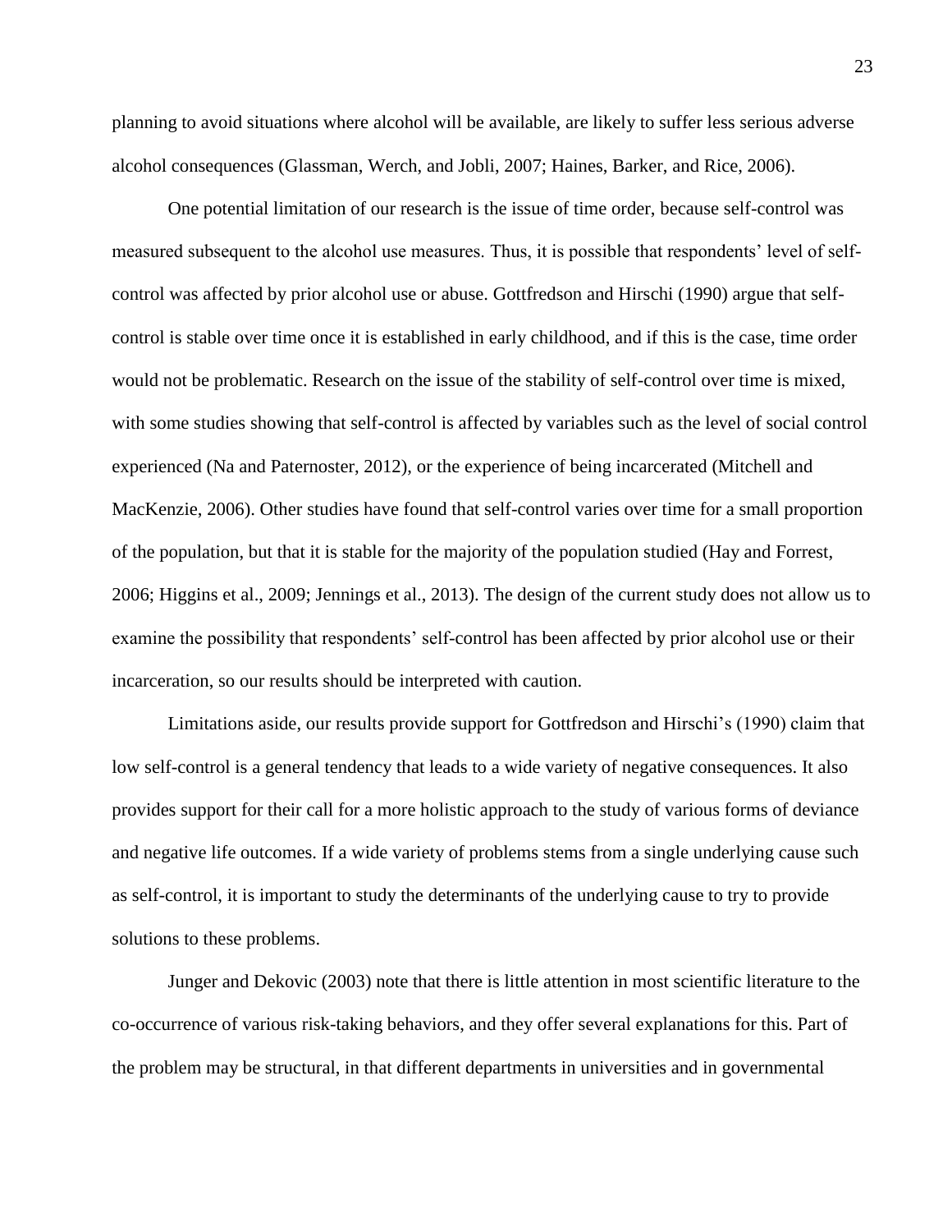planning to avoid situations where alcohol will be available, are likely to suffer less serious adverse alcohol consequences (Glassman, Werch, and Jobli, 2007; Haines, Barker, and Rice, 2006).

One potential limitation of our research is the issue of time order, because self-control was measured subsequent to the alcohol use measures. Thus, it is possible that respondents' level of self-control was affected by prior alcohol use or abuse. Gottfredson and Hirschi (1990) argue that self-control is stable over time once it is established in early childhood, and if this is the case, time order would not be problematic. Research on the issue of the stability of self-control over time is mixed, with some studies showing that self-control is affected by variables such as the level of social control experienced (Na and Paternoster, 2012), or the experience of being incarcerated (Mitchell and MacKenzie, 2006). Other studies have found that self-control varies over time for a small proportion of the population, but that it is stable for the majority of the population studied (Hay and Forrest, 2006; Higgins et al., 2009; Jennings et al., 2013). The design of the current study does not allow us to examine the possibility that respondents' self-control has been affected by prior alcohol use or their incarceration, so our results should be interpreted with caution.

Limitations aside, our results provide support for Gottfredson and Hirschi's (1990) claim that low self-control is a general tendency that leads to a wide variety of negative consequences. It also provides support for their call for a more holistic approach to the study of various forms of deviance and negative life outcomes. If a wide variety of problems stems from a single underlying cause such as self-control, it is important to study the determinants of the underlying cause to try to provide solutions to these problems.

Junger and Dekovic (2003) note that there is little attention in most scientific literature to the co-occurrence of various risk-taking behaviors, and they offer several explanations for this. Part of the problem may be structural, in that different departments in universities and in governmental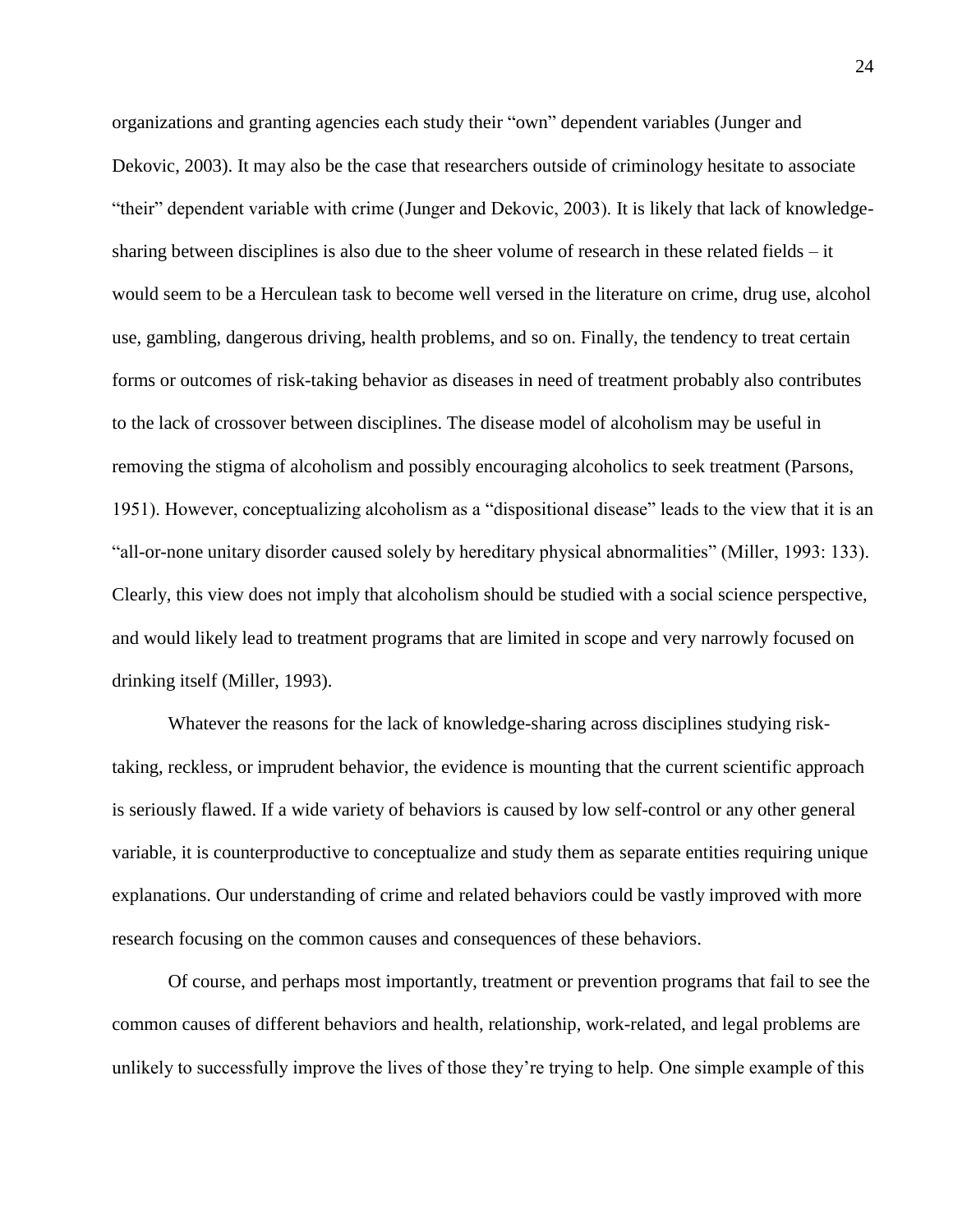organizations and granting agencies each study their "own" dependent variables (Junger and Dekovic, 2003). It may also be the case that researchers outside of criminology hesitate to associate "their" dependent variable with crime (Junger and Dekovic, 2003). It is likely that lack of knowledge-sharing between disciplines is also due to the sheer volume of research in these related fields – it would seem to be a Herculean task to become well versed in the literature on crime, drug use, alcohol use, gambling, dangerous driving, health problems, and so on. Finally, the tendency to treat certain forms or outcomes of risk-taking behavior as diseases in need of treatment probably also contributes to the lack of crossover between disciplines. The disease model of alcoholism may be useful in removing the stigma of alcoholism and possibly encouraging alcoholics to seek treatment (Parsons, 1951). However, conceptualizing alcoholism as a "dispositional disease" leads to the view that it is an "all-or-none unitary disorder caused solely by hereditary physical abnormalities" (Miller, 1993: 133). Clearly, this view does not imply that alcoholism should be studied with a social science perspective, and would likely lead to treatment programs that are limited in scope and very narrowly focused on drinking itself (Miller, 1993).

Whatever the reasons for the lack of knowledge-sharing across disciplines studying risk-taking, reckless, or imprudent behavior, the evidence is mounting that the current scientific approach is seriously flawed. If a wide variety of behaviors is caused by low self-control or any other general variable, it is counterproductive to conceptualize and study them as separate entities requiring unique explanations. Our understanding of crime and related behaviors could be vastly improved with more research focusing on the common causes and consequences of these behaviors.

Of course, and perhaps most importantly, treatment or prevention programs that fail to see the common causes of different behaviors and health, relationship, work-related, and legal problems are unlikely to successfully improve the lives of those they're trying to help. One simple example of this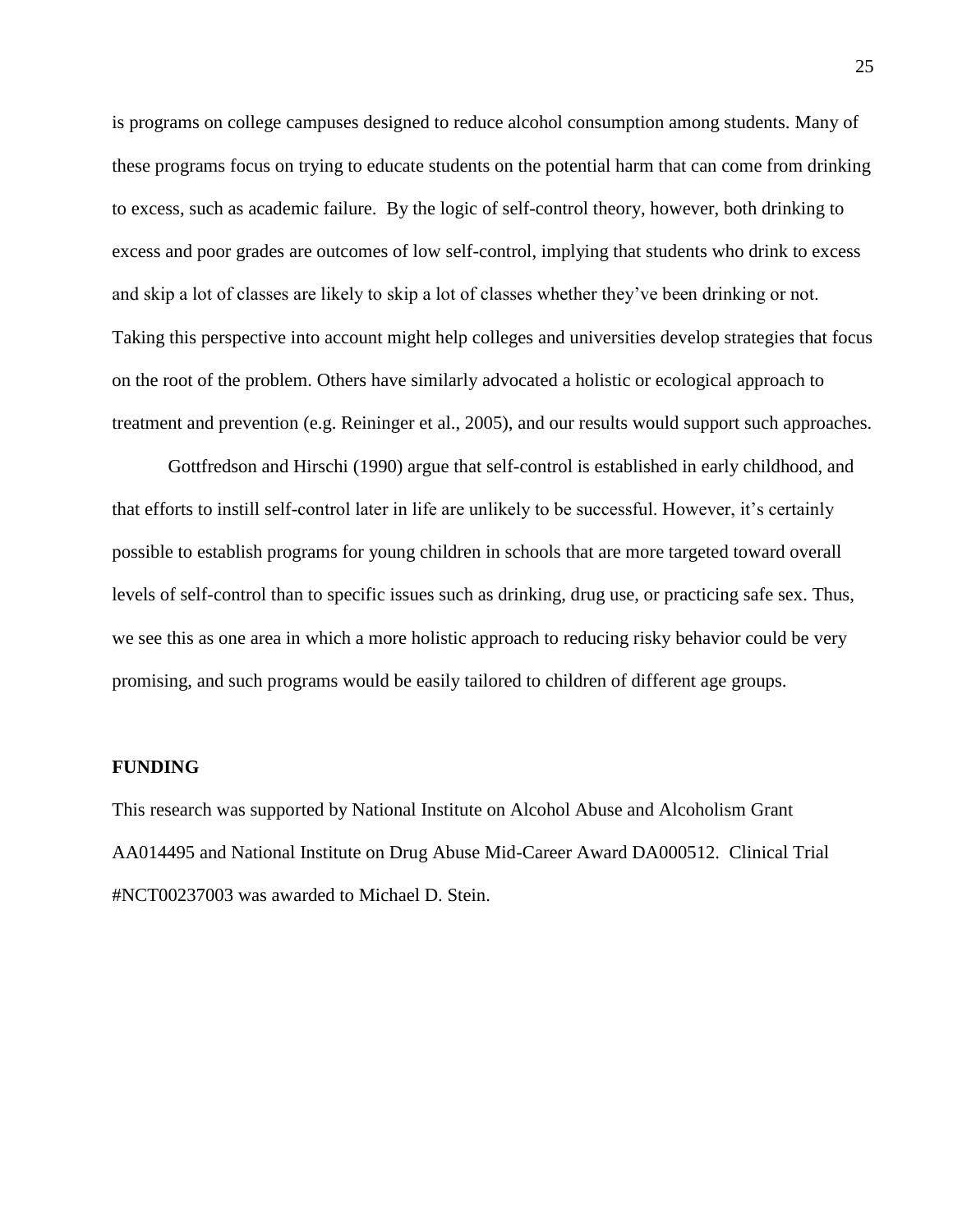is programs on college campuses designed to reduce alcohol consumption among students. Many of these programs focus on trying to educate students on the potential harm that can come from drinking to excess, such as academic failure. By the logic of self-control theory, however, both drinking to excess and poor grades are outcomes of low self-control, implying that students who drink to excess and skip a lot of classes are likely to skip a lot of classes whether they've been drinking or not. Taking this perspective into account might help colleges and universities develop strategies that focus on the root of the problem. Others have similarly advocated a holistic or ecological approach to treatment and prevention (e.g. Reininger et al., 2005), and our results would support such approaches.

Gottfredson and Hirschi (1990) argue that self-control is established in early childhood, and that efforts to instill self-control later in life are unlikely to be successful. However, it's certainly possible to establish programs for young children in schools that are more targeted toward overall levels of self-control than to specific issues such as drinking, drug use, or practicing safe sex. Thus, we see this as one area in which a more holistic approach to reducing risky behavior could be very promising, and such programs would be easily tailored to children of different age groups.

**FUNDING**

This research was supported by National Institute on Alcohol Abuse and Alcoholism Grant AA014495 and National Institute on Drug Abuse Mid-Career Award DA000512. Clinical Trial #NCT00237003 was awarded to Michael D. Stein.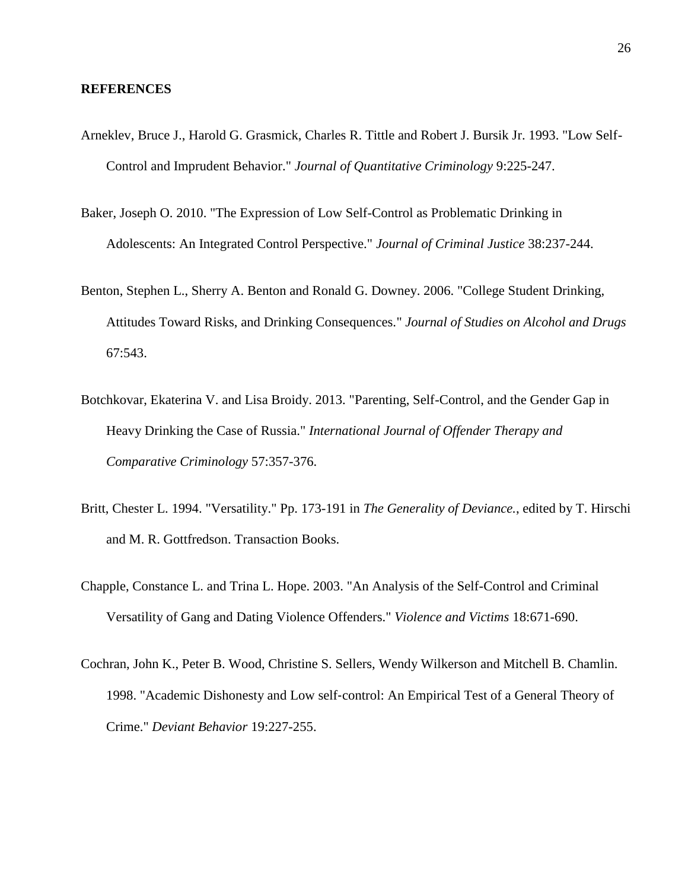**REFERENCES**

Arneklev, Bruce J., Harold G. Grasmick, Charles R. Tittle and Robert J. Bursik Jr. 1993. "Low Self-Control and Imprudent Behavior." *Journal of Quantitative Criminology* 9:225-247.

Baker, Joseph O. 2010. "The Expression of Low Self-Control as Problematic Drinking in Adolescents: An Integrated Control Perspective." *Journal of Criminal Justice* 38:237-244.

Benton, Stephen L., Sherry A. Benton and Ronald G. Downey. 2006. "College Student Drinking, Attitudes Toward Risks, and Drinking Consequences." *Journal of Studies on Alcohol and Drugs* 67:543.

Botchkovar, Ekaterina V. and Lisa Broidy. 2013. "Parenting, Self-Control, and the Gender Gap in Heavy Drinking the Case of Russia." *International Journal of Offender Therapy and Comparative Criminology* 57:357-376.

Britt, Chester L. 1994. "Versatility." Pp. 173-191 in *The Generality of Deviance.*, edited by T. Hirschi and M. R. Gottfredson. Transaction Books.

Chapple, Constance L. and Trina L. Hope. 2003. "An Analysis of the Self-Control and Criminal Versatility of Gang and Dating Violence Offenders." *Violence and Victims* 18:671-690.

Cochran, John K., Peter B. Wood, Christine S. Sellers, Wendy Wilkerson and Mitchell B. Chamlin. 1998. "Academic Dishonesty and Low self-control: An Empirical Test of a General Theory of Crime." *Deviant Behavior* 19:227-255.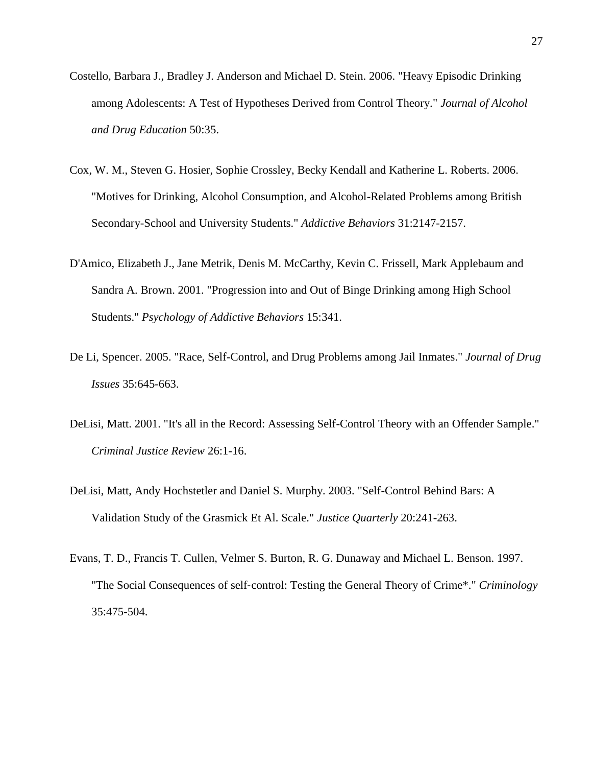Costello, Barbara J., Bradley J. Anderson and Michael D. Stein. 2006. "Heavy Episodic Drinking among Adolescents: A Test of Hypotheses Derived from Control Theory." *Journal of Alcohol and Drug Education* 50:35.

Cox, W. M., Steven G. Hosier, Sophie Crossley, Becky Kendall and Katherine L. Roberts. 2006. "Motives for Drinking, Alcohol Consumption, and Alcohol-Related Problems among British Secondary-School and University Students." *Addictive Behaviors* 31:2147-2157.

D'Amico, Elizabeth J., Jane Metrik, Denis M. McCarthy, Kevin C. Frissell, Mark Applebaum and Sandra A. Brown. 2001. "Progression into and Out of Binge Drinking among High School Students." *Psychology of Addictive Behaviors* 15:341.

De Li, Spencer. 2005. "Race, Self-Control, and Drug Problems among Jail Inmates." *Journal of Drug Issues* 35:645-663.

DeLisi, Matt. 2001. "It's all in the Record: Assessing Self-Control Theory with an Offender Sample." *Criminal Justice Review* 26:1-16.

DeLisi, Matt, Andy Hochstetler and Daniel S. Murphy. 2003. "Self-Control Behind Bars: A Validation Study of the Grasmick Et Al. Scale." *Justice Quarterly* 20:241-263.

Evans, T. D., Francis T. Cullen, Velmer S. Burton, R. G. Dunaway and Michael L. Benson. 1997. "The Social Consequences of self-control: Testing the General Theory of Crime*." *Criminology* 35:475-504.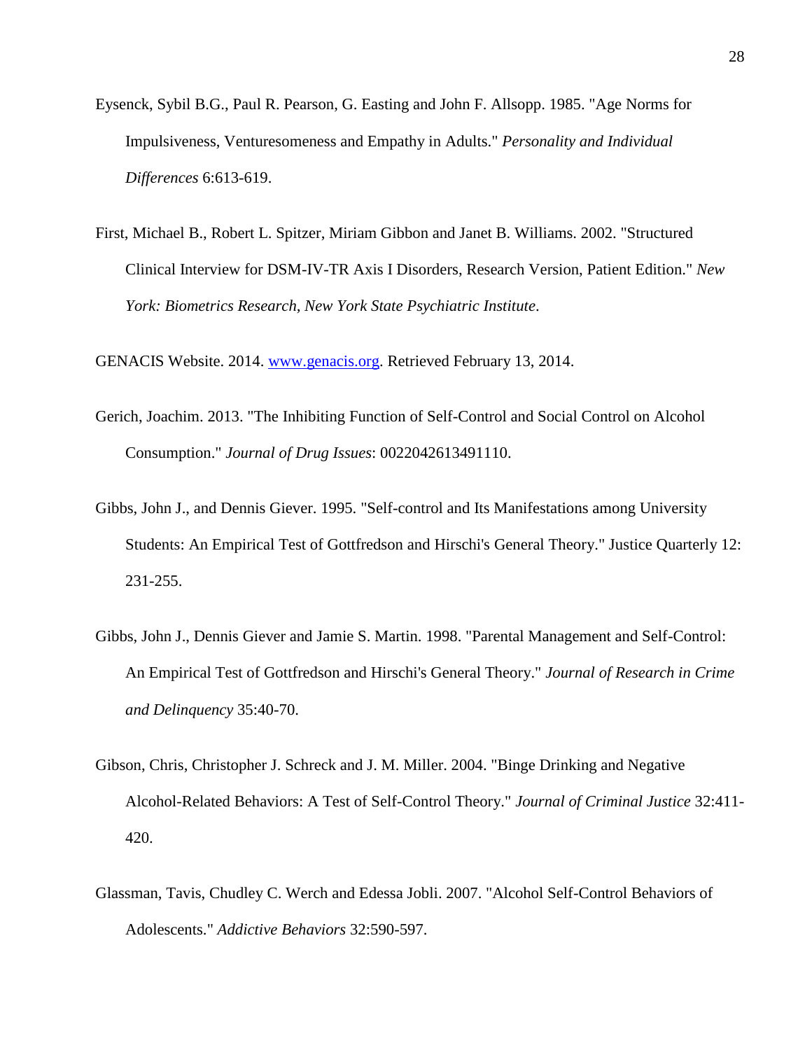Eysenck, Sybil B.G., Paul R. Pearson, G. Easting and John F. Allsopp. 1985. "Age Norms for Impulsiveness, Venturesomeness and Empathy in Adults." *Personality and Individual Differences* 6:613-619.

First, Michael B., Robert L. Spitzer, Miriam Gibbon and Janet B. Williams. 2002. "Structured Clinical Interview for DSM-IV-TR Axis I Disorders, Research Version, Patient Edition." *New York: Biometrics Research, New York State Psychiatric Institute*.

GENACIS Website. 2014. [www.genacis.org](http://www.genacis.org). Retrieved February 13, 2014.

Gerich, Joachim. 2013. "The Inhibiting Function of Self-Control and Social Control on Alcohol Consumption." *Journal of Drug Issues*: 0022042613491110.

Gibbs, John J., and Dennis Giever. 1995. "Self-control and Its Manifestations among University Students: An Empirical Test of Gottfredson and Hirschi's General Theory." Justice Quarterly 12: 231-255.

Gibbs, John J., Dennis Giever and Jamie S. Martin. 1998. "Parental Management and Self-Control: An Empirical Test of Gottfredson and Hirschi's General Theory." *Journal of Research in Crime and Delinquency* 35:40-70.

Gibson, Chris, Christopher J. Schreck and J. M. Miller. 2004. "Binge Drinking and Negative Alcohol-Related Behaviors: A Test of Self-Control Theory." *Journal of Criminal Justice* 32:411-420.

Glassman, Tavis, Chudley C. Werch and Edessa Jobli. 2007. "Alcohol Self-Control Behaviors of Adolescents." *Addictive Behaviors* 32:590-597.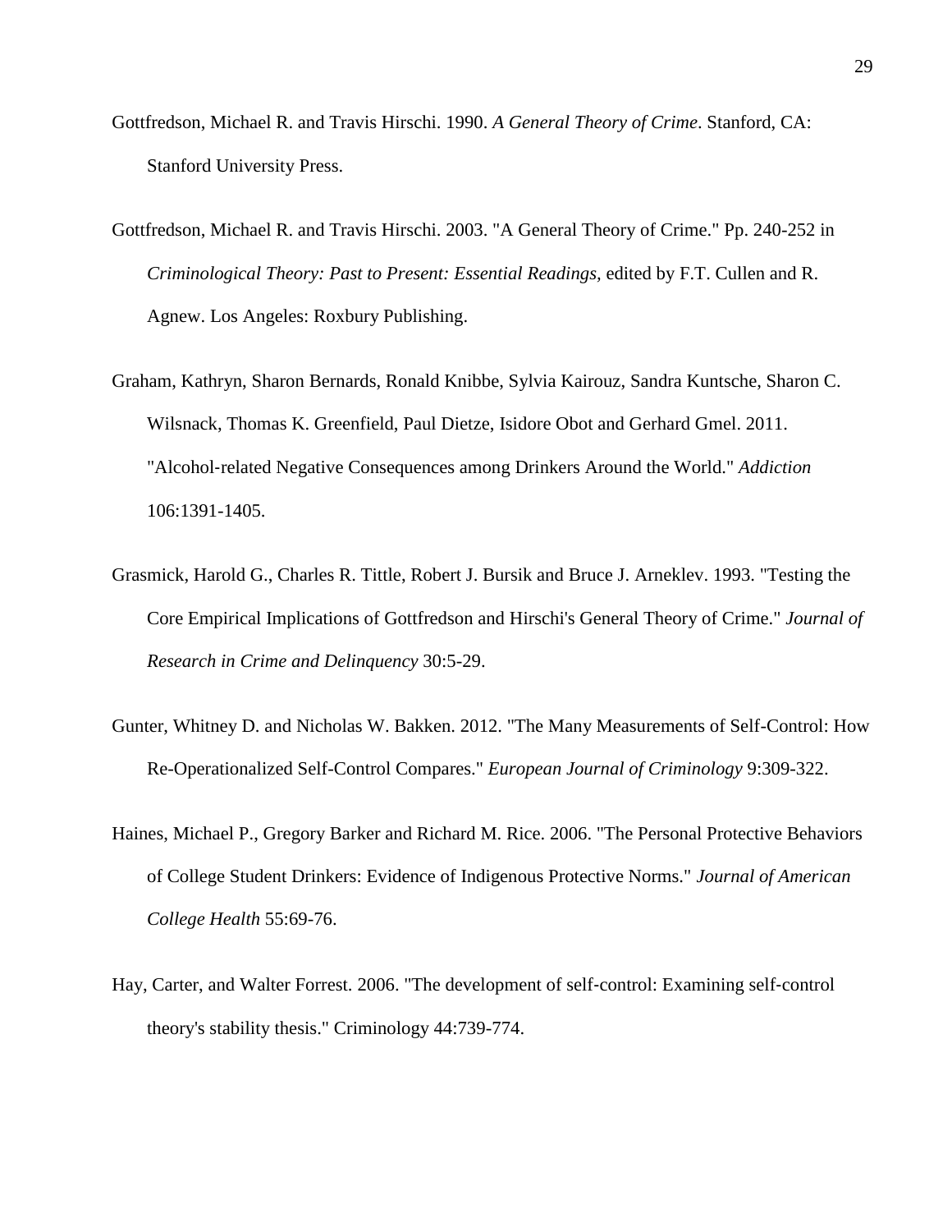Gottfredson, Michael R. and Travis Hirschi. 1990. *A General Theory of Crime*. Stanford, CA: Stanford University Press.

Gottfredson, Michael R. and Travis Hirschi. 2003. "A General Theory of Crime." Pp. 240-252 in *Criminological Theory: Past to Present: Essential Readings*, edited by F.T. Cullen and R. Agnew. Los Angeles: Roxbury Publishing.

Graham, Kathryn, Sharon Bernards, Ronald Knibbe, Sylvia Kairouz, Sandra Kuntsche, Sharon C. Wilsnack, Thomas K. Greenfield, Paul Dietze, Isidore Obot and Gerhard Gmel. 2011. "Alcohol-related Negative Consequences among Drinkers Around the World." *Addiction* 106:1391-1405.

Grasmick, Harold G., Charles R. Tittle, Robert J. Bursik and Bruce J. Arneklev. 1993. "Testing the Core Empirical Implications of Gottfredson and Hirschi's General Theory of Crime." *Journal of Research in Crime and Delinquency* 30:5-29.

Gunter, Whitney D. and Nicholas W. Bakken. 2012. "The Many Measurements of Self-Control: How Re-Operationalized Self-Control Compares." *European Journal of Criminology* 9:309-322.

Haines, Michael P., Gregory Barker and Richard M. Rice. 2006. "The Personal Protective Behaviors of College Student Drinkers: Evidence of Indigenous Protective Norms." *Journal of American College Health* 55:69-76.

Hay, Carter, and Walter Forrest. 2006. "The development of self-control: Examining self-control theory's stability thesis." Criminology 44:739-774.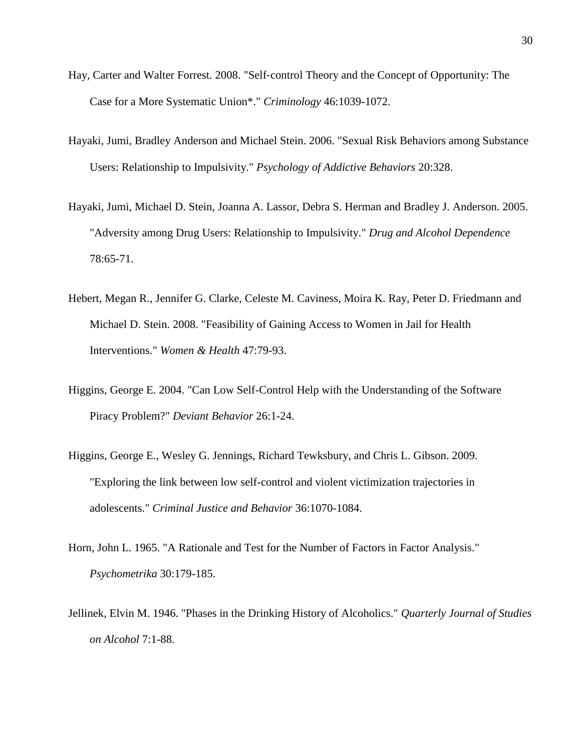Hay, Carter and Walter Forrest. 2008. "Self-control Theory and the Concept of Opportunity: The Case for a More Systematic Union*." *Criminology* 46:1039-1072.

Hayaki, Jumi, Bradley Anderson and Michael Stein. 2006. "Sexual Risk Behaviors among Substance Users: Relationship to Impulsivity." *Psychology of Addictive Behaviors* 20:328.

Hayaki, Jumi, Michael D. Stein, Joanna A. Lassor, Debra S. Herman and Bradley J. Anderson. 2005. "Adversity among Drug Users: Relationship to Impulsivity." *Drug and Alcohol Dependence* 78:65-71.

Hebert, Megan R., Jennifer G. Clarke, Celeste M. Caviness, Moira K. Ray, Peter D. Friedmann and Michael D. Stein. 2008. "Feasibility of Gaining Access to Women in Jail for Health Interventions." *Women & Health* 47:79-93.

Higgins, George E. 2004. "Can Low Self-Control Help with the Understanding of the Software Piracy Problem?" *Deviant Behavior* 26:1-24.

Higgins, George E., Wesley G. Jennings, Richard Tewksbury, and Chris L. Gibson. 2009. "Exploring the link between low self-control and violent victimization trajectories in adolescents." *Criminal Justice and Behavior* 36:1070-1084.

Horn, John L. 1965. "A Rationale and Test for the Number of Factors in Factor Analysis." *Psychometrika* 30:179-185.

Jellinek, Elvin M. 1946. "Phases in the Drinking History of Alcoholics." *Quarterly Journal of Studies on Alcohol* 7:1-88.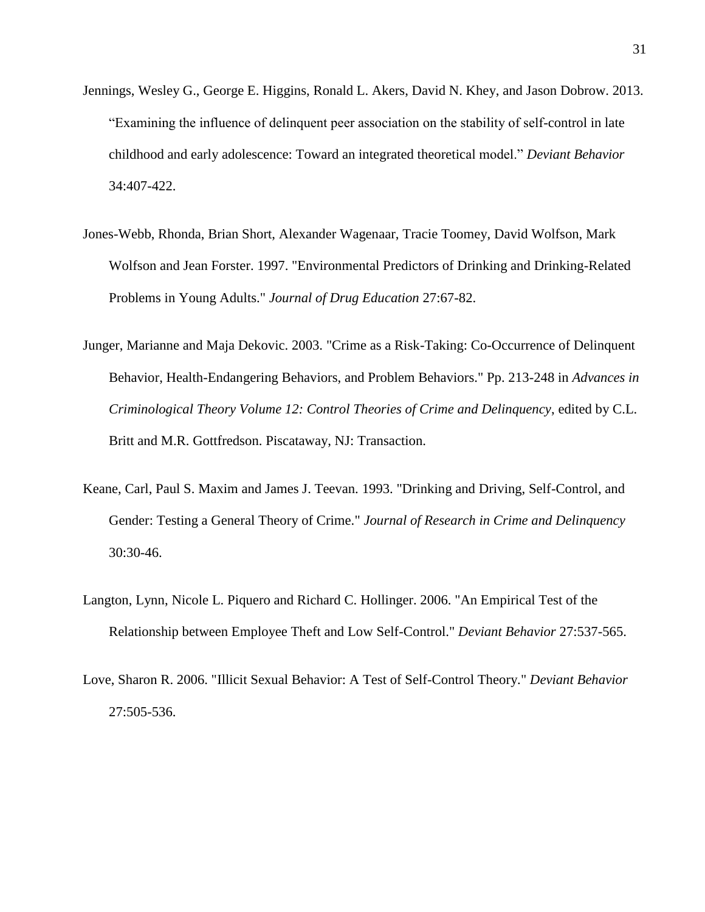Jennings, Wesley G., George E. Higgins, Ronald L. Akers, David N. Khey, and Jason Dobrow. 2013. “Examining the influence of delinquent peer association on the stability of self-control in late childhood and early adolescence: Toward an integrated theoretical model.” *Deviant Behavior* 34:407-422.

Jones-Webb, Rhonda, Brian Short, Alexander Wagenaar, Tracie Toomey, David Wolfson, Mark Wolfson and Jean Forster. 1997. "Environmental Predictors of Drinking and Drinking-Related Problems in Young Adults." *Journal of Drug Education* 27:67-82.

Junger, Marianne and Maja Dekovic. 2003. "Crime as a Risk-Taking: Co-Occurrence of Delinquent Behavior, Health-Endangering Behaviors, and Problem Behaviors." Pp. 213-248 in *Advances in Criminological Theory Volume 12: Control Theories of Crime and Delinquency*, edited by C.L. Britt and M.R. Gottfredson. Piscataway, NJ: Transaction.

Keane, Carl, Paul S. Maxim and James J. Teevan. 1993. "Drinking and Driving, Self-Control, and Gender: Testing a General Theory of Crime." *Journal of Research in Crime and Delinquency* 30:30-46.

Langton, Lynn, Nicole L. Piquero and Richard C. Hollinger. 2006. "An Empirical Test of the Relationship between Employee Theft and Low Self-Control." *Deviant Behavior* 27:537-565.

Love, Sharon R. 2006. "Illicit Sexual Behavior: A Test of Self-Control Theory." *Deviant Behavior* 27:505-536.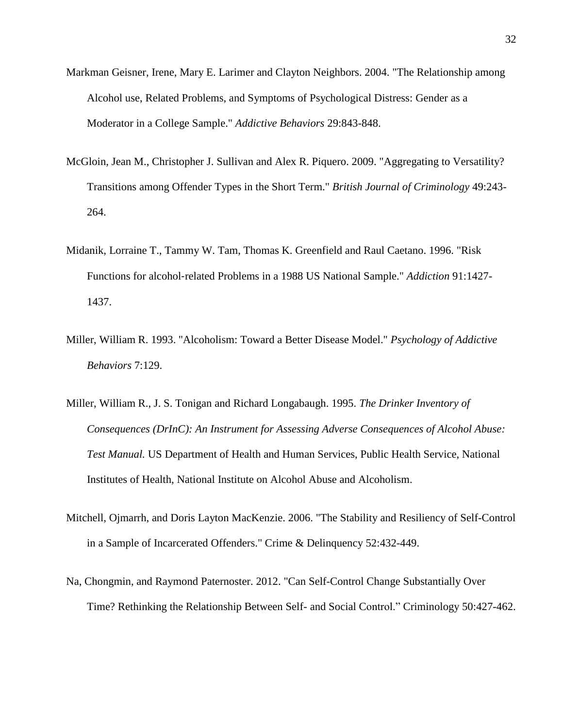Markman Geisner, Irene, Mary E. Larimer and Clayton Neighbors. 2004. "The Relationship among Alcohol use, Related Problems, and Symptoms of Psychological Distress: Gender as a Moderator in a College Sample." *Addictive Behaviors* 29:843-848.

McGloin, Jean M., Christopher J. Sullivan and Alex R. Piquero. 2009. "Aggregating to Versatility? Transitions among Offender Types in the Short Term." *British Journal of Criminology* 49:243-264.

Midanik, Lorraine T., Tammy W. Tam, Thomas K. Greenfield and Raul Caetano. 1996. "Risk Functions for alcohol-related Problems in a 1988 US National Sample." *Addiction* 91:1427-1437.

Miller, William R. 1993. "Alcoholism: Toward a Better Disease Model." *Psychology of Addictive Behaviors* 7:129.

Miller, William R., J. S. Tonigan and Richard Longabaugh. 1995. *The Drinker Inventory of Consequences (DrInC): An Instrument for Assessing Adverse Consequences of Alcohol Abuse: Test Manual.* US Department of Health and Human Services, Public Health Service, National Institutes of Health, National Institute on Alcohol Abuse and Alcoholism.

Mitchell, Ojmarrh, and Doris Layton MacKenzie. 2006. "The Stability and Resiliency of Self-Control in a Sample of Incarcerated Offenders." Crime & Delinquency 52:432-449.

Na, Chongmin, and Raymond Paternoster. 2012. "Can Self-Control Change Substantially Over Time? Rethinking the Relationship Between Self- and Social Control." Criminology 50:427-462.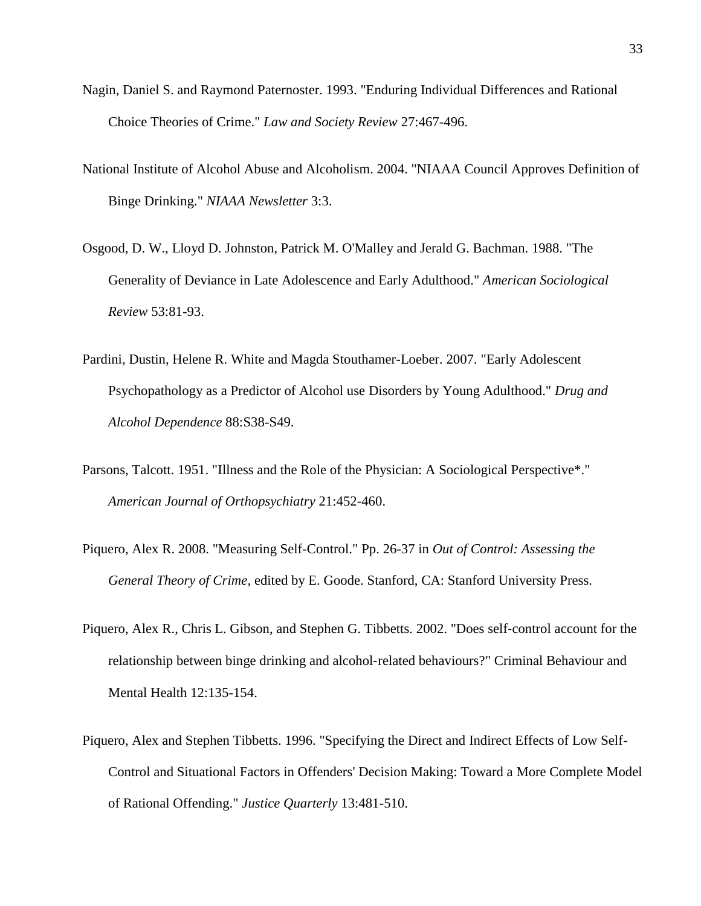Nagin, Daniel S. and Raymond Paternoster. 1993. "Enduring Individual Differences and Rational Choice Theories of Crime." *Law and Society Review* 27:467-496.

National Institute of Alcohol Abuse and Alcoholism. 2004. "NIAAA Council Approves Definition of Binge Drinking." *NIAAA Newsletter* 3:3.

Osgood, D. W., Lloyd D. Johnston, Patrick M. O'Malley and Jerald G. Bachman. 1988. "The Generality of Deviance in Late Adolescence and Early Adulthood." *American Sociological Review* 53:81-93.

Pardini, Dustin, Helene R. White and Magda Stouthamer-Loeber. 2007. "Early Adolescent Psychopathology as a Predictor of Alcohol use Disorders by Young Adulthood." *Drug and Alcohol Dependence* 88:S38-S49.

Parsons, Talcott. 1951. "Illness and the Role of the Physician: A Sociological Perspective*." *American Journal of Orthopsychiatry* 21:452-460.

Piquero, Alex R. 2008. "Measuring Self-Control." Pp. 26-37 in *Out of Control: Assessing the General Theory of Crime*, edited by E. Goode. Stanford, CA: Stanford University Press.

Piquero, Alex R., Chris L. Gibson, and Stephen G. Tibbetts. 2002. "Does self-control account for the relationship between binge drinking and alcohol-related behaviours?" Criminal Behaviour and Mental Health 12:135-154.

Piquero, Alex and Stephen Tibbetts. 1996. "Specifying the Direct and Indirect Effects of Low Self-Control and Situational Factors in Offenders' Decision Making: Toward a More Complete Model of Rational Offending." *Justice Quarterly* 13:481-510.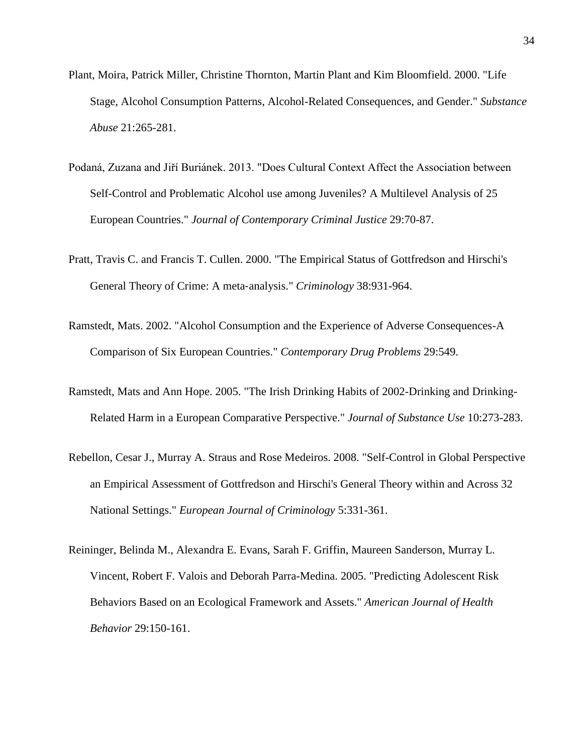Plant, Moira, Patrick Miller, Christine Thornton, Martin Plant and Kim Bloomfield. 2000. "Life Stage, Alcohol Consumption Patterns, Alcohol-Related Consequences, and Gender." *Substance Abuse* 21:265-281.

Podaná, Zuzana and Jiří Buriánek. 2013. "Does Cultural Context Affect the Association between Self-Control and Problematic Alcohol use among Juveniles? A Multilevel Analysis of 25 European Countries." *Journal of Contemporary Criminal Justice* 29:70-87.

Pratt, Travis C. and Francis T. Cullen. 2000. "The Empirical Status of Gottfredson and Hirschi's General Theory of Crime: A meta-analysis." *Criminology* 38:931-964.

Ramstedt, Mats. 2002. "Alcohol Consumption and the Experience of Adverse Consequences-A Comparison of Six European Countries." *Contemporary Drug Problems* 29:549.

Ramstedt, Mats and Ann Hope. 2005. "The Irish Drinking Habits of 2002-Drinking and Drinking-Related Harm in a European Comparative Perspective." *Journal of Substance Use* 10:273-283.

Rebellon, Cesar J., Murray A. Straus and Rose Medeiros. 2008. "Self-Control in Global Perspective an Empirical Assessment of Gottfredson and Hirschi's General Theory within and Across 32 National Settings." *European Journal of Criminology* 5:331-361.

Reininger, Belinda M., Alexandra E. Evans, Sarah F. Griffin, Maureen Sanderson, Murray L. Vincent, Robert F. Valois and Deborah Parra-Medina. 2005. "Predicting Adolescent Risk Behaviors Based on an Ecological Framework and Assets." *American Journal of Health Behavior* 29:150-161.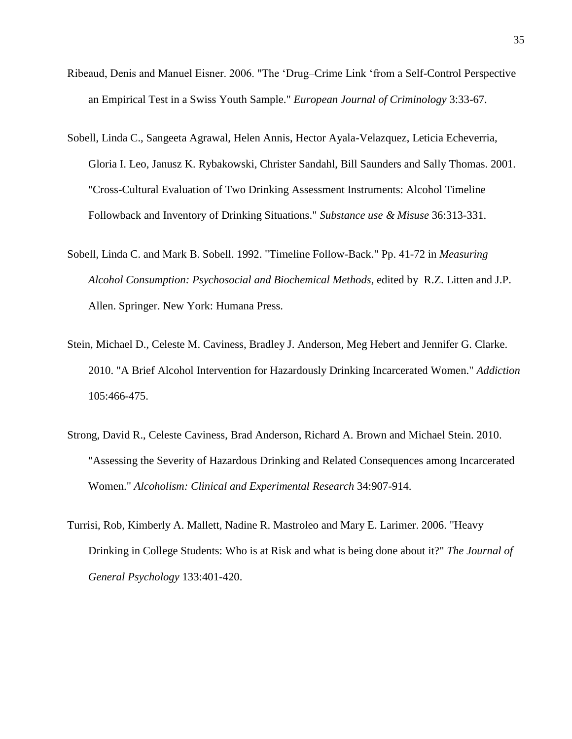Ribeaud, Denis and Manuel Eisner. 2006. "The 'Drug–Crime Link 'from a Self-Control Perspective an Empirical Test in a Swiss Youth Sample." *European Journal of Criminology* 3:33-67.

Sobell, Linda C., Sangeeta Agrawal, Helen Annis, Hector Ayala-Velazquez, Leticia Echeverria, Gloria I. Leo, Janusz K. Rybakowski, Christer Sandahl, Bill Saunders and Sally Thomas. 2001. "Cross-Cultural Evaluation of Two Drinking Assessment Instruments: Alcohol Timeline Followback and Inventory of Drinking Situations." *Substance use & Misuse* 36:313-331.

Sobell, Linda C. and Mark B. Sobell. 1992. "Timeline Follow-Back." Pp. 41-72 in *Measuring Alcohol Consumption: Psychosocial and Biochemical Methods*, edited by R.Z. Litten and J.P. Allen. Springer. New York: Humana Press.

Stein, Michael D., Celeste M. Caviness, Bradley J. Anderson, Meg Hebert and Jennifer G. Clarke. 2010. "A Brief Alcohol Intervention for Hazardously Drinking Incarcerated Women." *Addiction* 105:466-475.

Strong, David R., Celeste Caviness, Brad Anderson, Richard A. Brown and Michael Stein. 2010. "Assessing the Severity of Hazardous Drinking and Related Consequences among Incarcerated Women." *Alcoholism: Clinical and Experimental Research* 34:907-914.

Turrisi, Rob, Kimberly A. Mallett, Nadine R. Mastroleo and Mary E. Larimer. 2006. "Heavy Drinking in College Students: Who is at Risk and what is being done about it?" *The Journal of General Psychology* 133:401-420.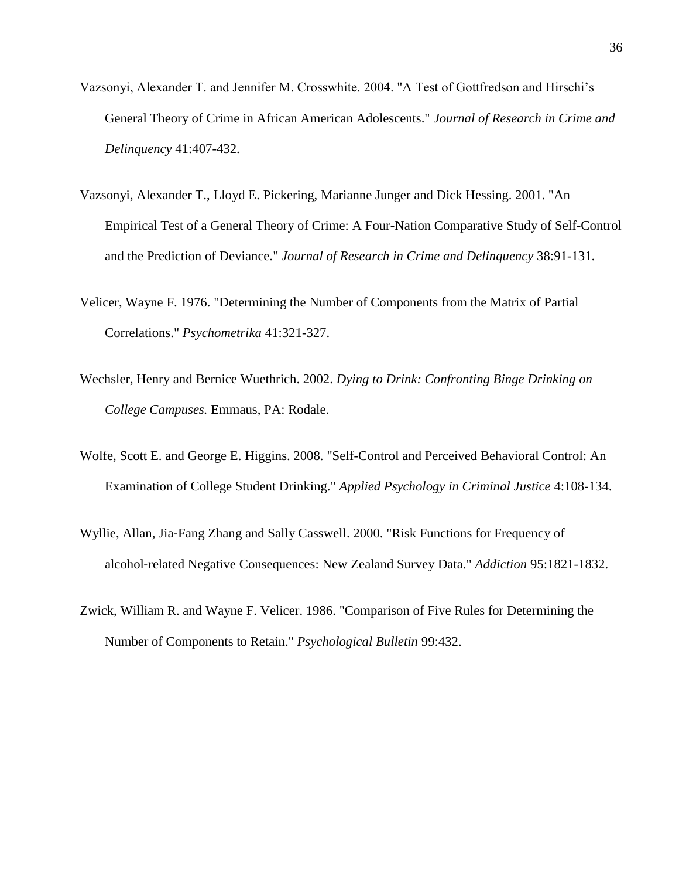Vazsonyi, Alexander T. and Jennifer M. Crosswhite. 2004. "A Test of Gottfredson and Hirschi's General Theory of Crime in African American Adolescents." *Journal of Research in Crime and Delinquency* 41:407-432.

Vazsonyi, Alexander T., Lloyd E. Pickering, Marianne Junger and Dick Hessing. 2001. "An Empirical Test of a General Theory of Crime: A Four-Nation Comparative Study of Self-Control and the Prediction of Deviance." *Journal of Research in Crime and Delinquency* 38:91-131.

Velicer, Wayne F. 1976. "Determining the Number of Components from the Matrix of Partial Correlations." *Psychometrika* 41:321-327.

Wechsler, Henry and Bernice Wuethrich. 2002. *Dying to Drink: Confronting Binge Drinking on College Campuses.* Emmaus, PA: Rodale.

Wolfe, Scott E. and George E. Higgins. 2008. "Self-Control and Perceived Behavioral Control: An Examination of College Student Drinking." *Applied Psychology in Criminal Justice* 4:108-134.

Wyllie, Allan, Jia-Fang Zhang and Sally Casswell. 2000. "Risk Functions for Frequency of alcohol-related Negative Consequences: New Zealand Survey Data." *Addiction* 95:1821-1832.

Zwick, William R. and Wayne F. Velicer. 1986. "Comparison of Five Rules for Determining the Number of Components to Retain." *Psychological Bulletin* 99:432.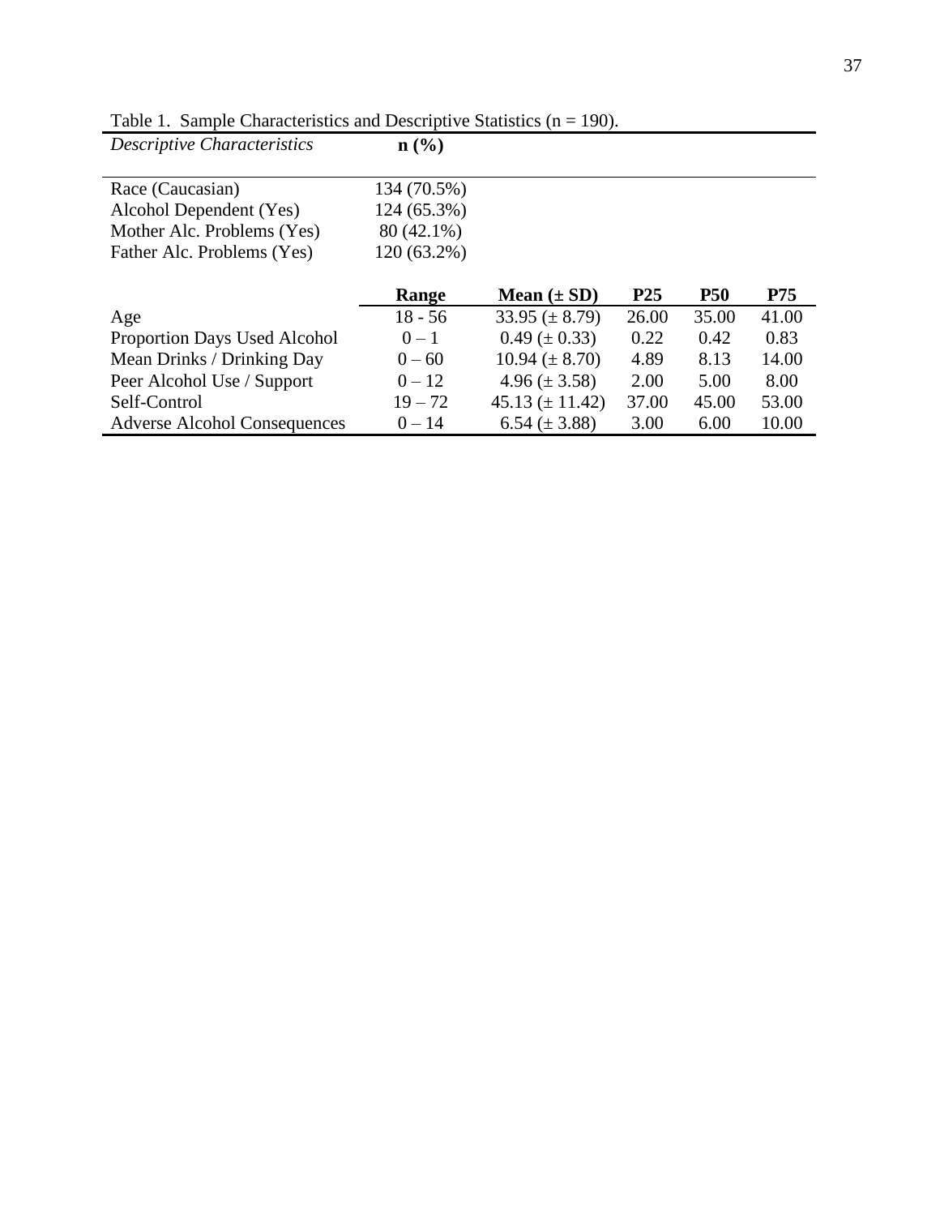Table 1. Sample Characteristics and Descriptive Statistics (n = 190).

| *Descriptive Characteristics* | **n (%)** | | | | |
|---|---|---|---|---|---|
| Race (Caucasian) | 134 (70.5%) | | | | |
| Alcohol Dependent (Yes) | 124 (65.3%) | | | | |
| Mother Alc. Problems (Yes) | 80 (42.1%) | | | | |
| Father Alc. Problems (Yes) | 120 (63.2%) | | | | |
| | **Range** | **Mean (± SD)** | **P25** | **P50** | **P75** |
| Age | 18 - 56 | 33.95 (± 8.79) | 26.00 | 35.00 | 41.00 |
| Proportion Days Used Alcohol | 0 – 1 | 0.49 (± 0.33) | 0.22 | 0.42 | 0.83 |
| Mean Drinks / Drinking Day | 0 – 60 | 10.94 (± 8.70) | 4.89 | 8.13 | 14.00 |
| Peer Alcohol Use / Support | 0 – 12 | 4.96 (± 3.58) | 2.00 | 5.00 | 8.00 |
| Self-Control | 19 – 72 | 45.13 (± 11.42) | 37.00 | 45.00 | 53.00 |
| Adverse Alcohol Consequences | 0 – 14 | 6.54 (± 3.88) | 3.00 | 6.00 | 10.00 |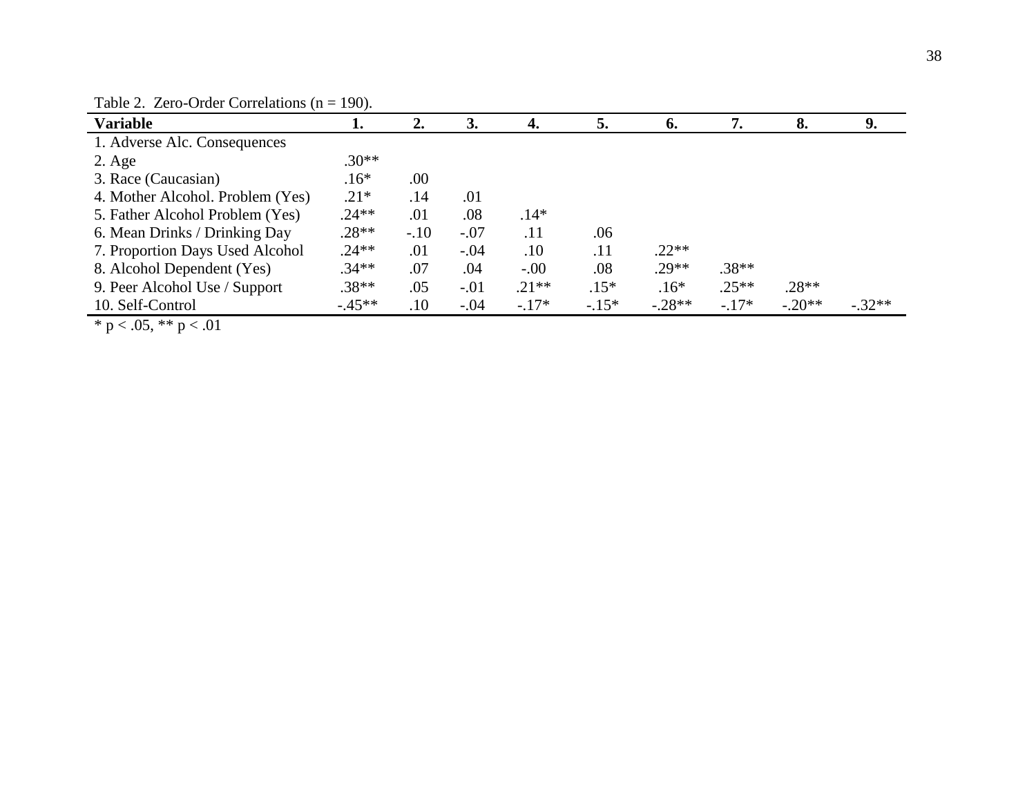Table 2. Zero-Order Correlations (n = 190).

| Variable | 1. | 2. | 3. | 4. | 5. | 6. | 7. | 8. | 9. |
|---|---|---|---|---|---|---|---|---|---|
| 1. Adverse Alc. Consequences | | | | | | | | | |
| 2. Age | .30** | | | | | | | | |
| 3. Race (Caucasian) | .16* | .00 | | | | | | | |
| 4. Mother Alcohol. Problem (Yes) | .21* | .14 | .01 | | | | | | |
| 5. Father Alcohol Problem (Yes) | .24** | .01 | .08 | .14* | | | | | |
| 6. Mean Drinks / Drinking Day | .28** | -.10 | -.07 | .11 | .06 | | | | |
| 7. Proportion Days Used Alcohol | .24** | .01 | -.04 | .10 | .11 | .22** | | | |
| 8. Alcohol Dependent (Yes) | .34** | .07 | .04 | -.00 | .08 | .29** | .38** | | |
| 9. Peer Alcohol Use / Support | .38** | .05 | -.01 | .21** | .15* | .16* | .25** | .28** | |
| 10. Self-Control | -.45** | .10 | -.04 | -.17* | -.15* | -.28** | -.17* | -.20** | -.32** |

* p < .05, ** p < .01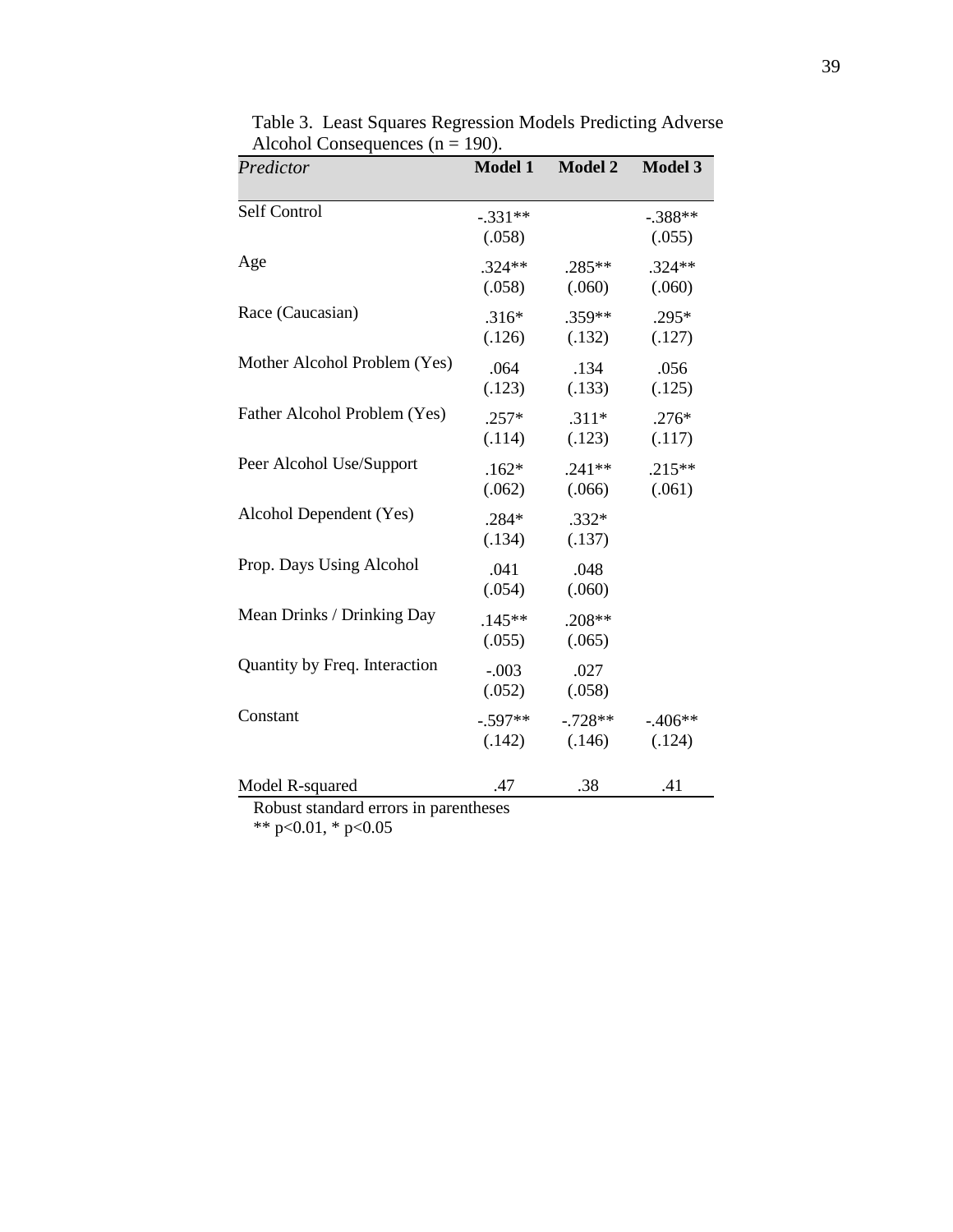Table 3. Least Squares Regression Models Predicting Adverse Alcohol Consequences (n = 190).

| *Predictor* | **Model 1** | **Model 2** | **Model 3** |
|---|---|---|---|
| Self Control | -.331** (.058) | | -.388** (.055) |
| Age | .324** (.058) | .285** (.060) | .324** (.060) |
| Race (Caucasian) | .316* (.126) | .359** (.132) | .295* (.127) |
| Mother Alcohol Problem (Yes) | .064 (.123) | .134 (.133) | .056 (.125) |
| Father Alcohol Problem (Yes) | .257* (.114) | .311* (.123) | .276* (.117) |
| Peer Alcohol Use/Support | .162* (.062) | .241** (.066) | .215** (.061) |
| Alcohol Dependent (Yes) | .284* (.134) | .332* (.137) | |
| Prop. Days Using Alcohol | .041 (.054) | .048 (.060) | |
| Mean Drinks / Drinking Day | .145** (.055) | .208** (.065) | |
| Quantity by Freq. Interaction | -.003 (.052) | .027 (.058) | |
| Constant | -.597** (.142) | -.728** (.146) | -.406** (.124) |
| Model R-squared | .47 | .38 | .41 |

Robust standard errors in parentheses

** p<0.01, * p<0.05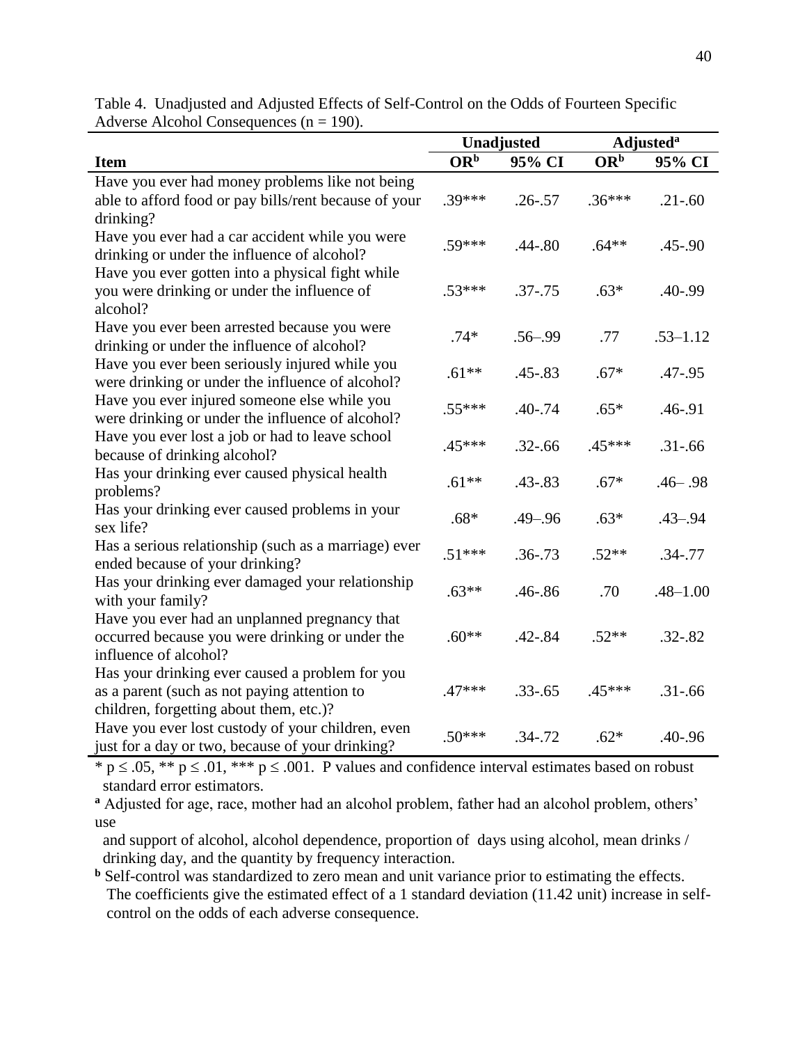Table 4. Unadjusted and Adjusted Effects of Self-Control on the Odds of Fourteen Specific Adverse Alcohol Consequences (n = 190).

| | Unadjusted | | Adjusted[a] | |
|---|---|---|---|---|
| **Item** | **OR[b]** | **95% CI** | **OR[b]** | **95% CI** |
| Have you ever had money problems like not being able to afford food or pay bills/rent because of your drinking? | .39*** | .26-.57 | .36*** | .21-.60 |
| Have you ever had a car accident while you were drinking or under the influence of alcohol? | .59*** | .44-.80 | .64** | .45-.90 |
| Have you ever gotten into a physical fight while you were drinking or under the influence of alcohol? | .53*** | .37-.75 | .63* | .40-.99 |
| Have you ever been arrested because you were drinking or under the influence of alcohol? | .74* | .56–.99 | .77 | .53–1.12 |
| Have you ever been seriously injured while you were drinking or under the influence of alcohol? | .61** | .45-.83 | .67* | .47-.95 |
| Have you ever injured someone else while you were drinking or under the influence of alcohol? | .55*** | .40-.74 | .65* | .46-.91 |
| Have you ever lost a job or had to leave school because of drinking alcohol? | .45*** | .32-.66 | .45*** | .31-.66 |
| Has your drinking ever caused physical health problems? | .61** | .43-.83 | .67* | .46– .98 |
| Has your drinking ever caused problems in your sex life? | .68* | .49–.96 | .63* | .43–.94 |
| Has a serious relationship (such as a marriage) ever ended because of your drinking? | .51*** | .36-.73 | .52** | .34-.77 |
| Has your drinking ever damaged your relationship with your family? | .63** | .46-.86 | .70 | .48–1.00 |
| Have you ever had an unplanned pregnancy that occurred because you were drinking or under the influence of alcohol? | .60** | .42-.84 | .52** | .32-.82 |
| Has your drinking ever caused a problem for you as a parent (such as not paying attention to children, forgetting about them, etc.)? | .47*** | .33-.65 | .45*** | .31-.66 |
| Have you ever lost custody of your children, even just for a day or two, because of your drinking? | .50*** | .34-.72 | .62* | .40-.96 |

* $p \leq .05$, ** $p \leq .01$, *** $p \leq .001$. P values and confidence interval estimates based on robust standard error estimators.

[a] Adjusted for age, race, mother had an alcohol problem, father had an alcohol problem, others' use and support of alcohol, alcohol dependence, proportion of days using alcohol, mean drinks / drinking day, and the quantity by frequency interaction.

[b] Self-control was standardized to zero mean and unit variance prior to estimating the effects. The coefficients give the estimated effect of a 1 standard deviation (11.42 unit) increase in self-control on the odds of each adverse consequence.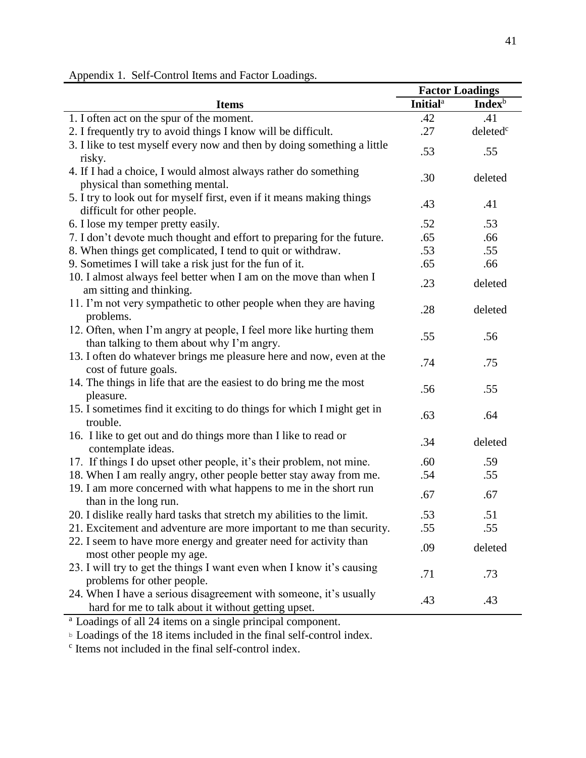Appendix 1. Self-Control Items and Factor Loadings.

| Items | Factor Loadings | |
|---|---|---|
| | Initial[a] | Index[b] |
| 1. I often act on the spur of the moment. | .42 | .41 |
| 2. I frequently try to avoid things I know will be difficult. | .27 | deleted[c] |
| 3. I like to test myself every now and then by doing something a little risky. | .53 | .55 |
| 4. If I had a choice, I would almost always rather do something physical than something mental. | .30 | deleted |
| 5. I try to look out for myself first, even if it means making things difficult for other people. | .43 | .41 |
| 6. I lose my temper pretty easily. | .52 | .53 |
| 7. I don't devote much thought and effort to preparing for the future. | .65 | .66 |
| 8. When things get complicated, I tend to quit or withdraw. | .53 | .55 |
| 9. Sometimes I will take a risk just for the fun of it. | .65 | .66 |
| 10. I almost always feel better when I am on the move than when I am sitting and thinking. | .23 | deleted |
| 11. I'm not very sympathetic to other people when they are having problems. | .28 | deleted |
| 12. Often, when I'm angry at people, I feel more like hurting them than talking to them about why I'm angry. | .55 | .56 |
| 13. I often do whatever brings me pleasure here and now, even at the cost of future goals. | .74 | .75 |
| 14. The things in life that are the easiest to do bring me the most pleasure. | .56 | .55 |
| 15. I sometimes find it exciting to do things for which I might get in trouble. | .63 | .64 |
| 16. I like to get out and do things more than I like to read or contemplate ideas. | .34 | deleted |
| 17. If things I do upset other people, it's their problem, not mine. | .60 | .59 |
| 18. When I am really angry, other people better stay away from me. | .54 | .55 |
| 19. I am more concerned with what happens to me in the short run than in the long run. | .67 | .67 |
| 20. I dislike really hard tasks that stretch my abilities to the limit. | .53 | .51 |
| 21. Excitement and adventure are more important to me than security. | .55 | .55 |
| 22. I seem to have more energy and greater need for activity than most other people my age. | .09 | deleted |
| 23. I will try to get the things I want even when I know it's causing problems for other people. | .71 | .73 |
| 24. When I have a serious disagreement with someone, it's usually hard for me to talk about it without getting upset. | .43 | .43 |

[a] Loadings of all 24 items on a single principal component.

[b] Loadings of the 18 items included in the final self-control index.

[c] Items not included in the final self-control index.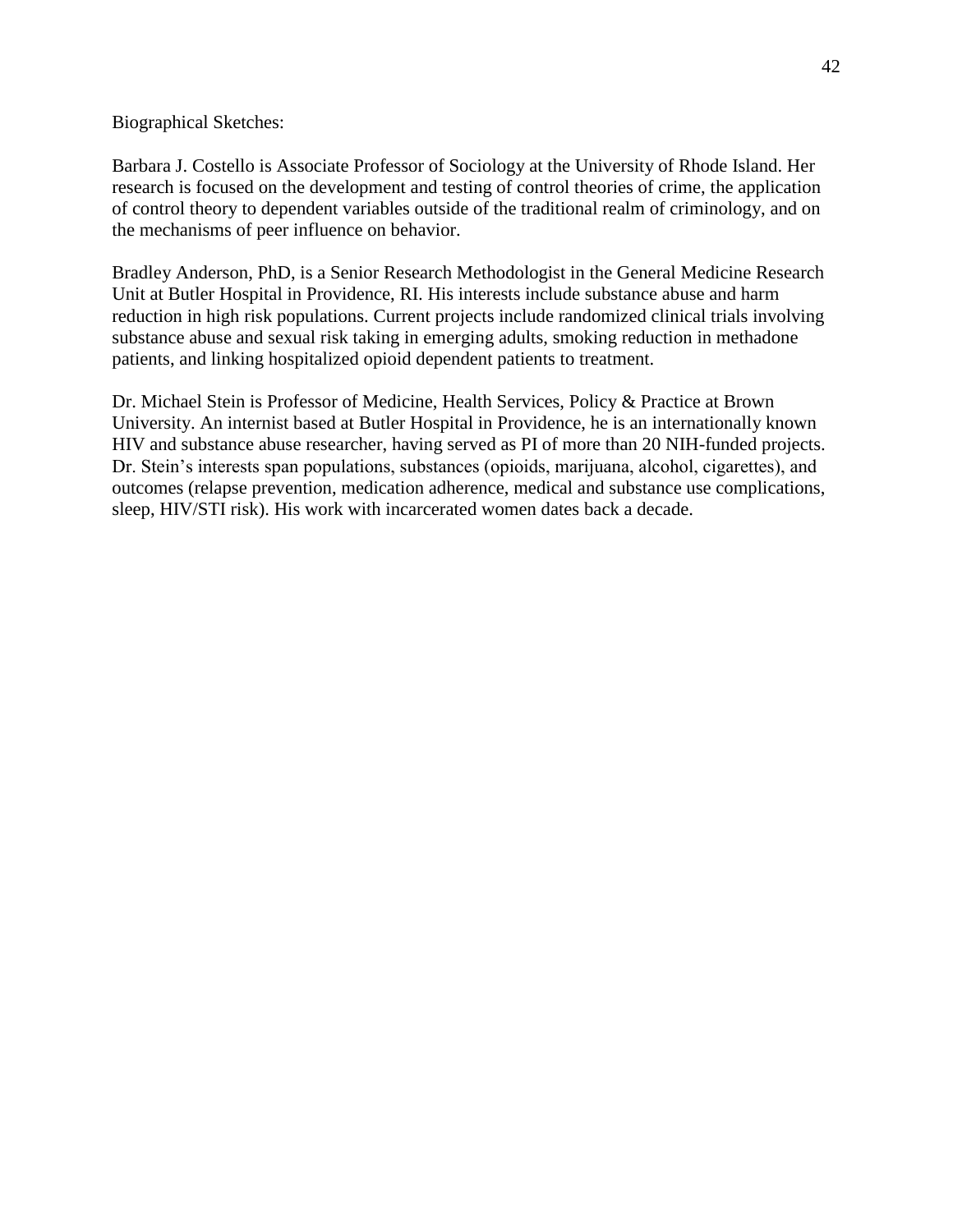Biographical Sketches:

Barbara J. Costello is Associate Professor of Sociology at the University of Rhode Island. Her research is focused on the development and testing of control theories of crime, the application of control theory to dependent variables outside of the traditional realm of criminology, and on the mechanisms of peer influence on behavior.

Bradley Anderson, PhD, is a Senior Research Methodologist in the General Medicine Research Unit at Butler Hospital in Providence, RI. His interests include substance abuse and harm reduction in high risk populations. Current projects include randomized clinical trials involving substance abuse and sexual risk taking in emerging adults, smoking reduction in methadone patients, and linking hospitalized opioid dependent patients to treatment.

Dr. Michael Stein is Professor of Medicine, Health Services, Policy & Practice at Brown University. An internist based at Butler Hospital in Providence, he is an internationally known HIV and substance abuse researcher, having served as PI of more than 20 NIH-funded projects. Dr. Stein's interests span populations, substances (opioids, marijuana, alcohol, cigarettes), and outcomes (relapse prevention, medication adherence, medical and substance use complications, sleep, HIV/STI risk). His work with incarcerated women dates back a decade.